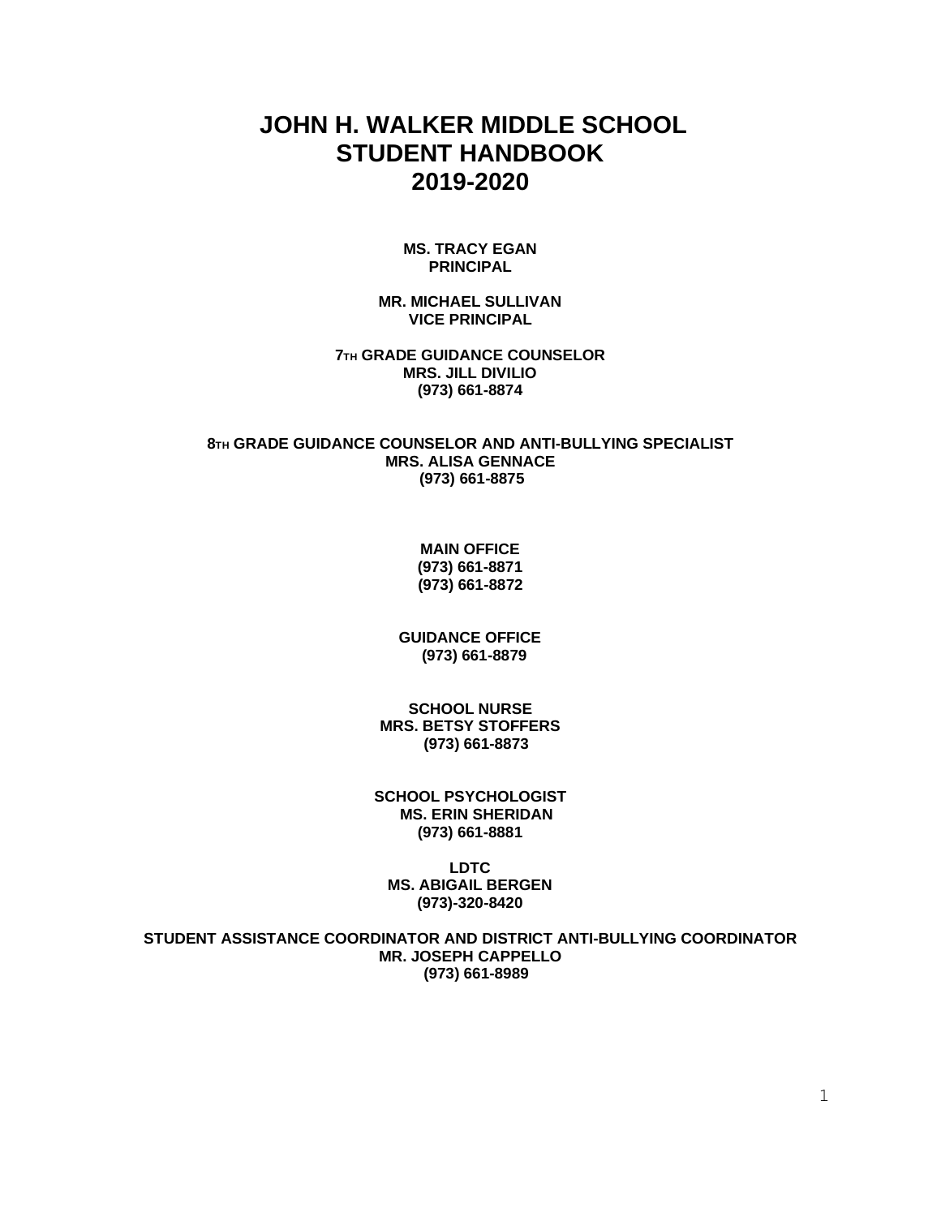# JOHN H. WALKER MIDDLE SCHOOL STUDENT HANDBOOK 2019-2020

**MS. TRACY EGAN**
**PRINCIPAL**

**MR. MICHAEL SULLIVAN**
**VICE PRINCIPAL**

**7TH GRADE GUIDANCE COUNSELOR**
**MRS. JILL DIVILIO**
**(973) 661-8874**

**8TH GRADE GUIDANCE COUNSELOR AND ANTI-BULLYING SPECIALIST**
**MRS. ALISA GENNACE**
**(973) 661-8875**

**MAIN OFFICE**
**(973) 661-8871**
**(973) 661-8872**

**GUIDANCE OFFICE**
**(973) 661-8879**

**SCHOOL NURSE**
**MRS. BETSY STOFFERS**
**(973) 661-8873**

**SCHOOL PSYCHOLOGIST**
**MS. ERIN SHERIDAN**
**(973) 661-8881**

**LDTC**
**MS. ABIGAIL BERGEN**
**(973)-320-8420**

**STUDENT ASSISTANCE COORDINATOR AND DISTRICT ANTI-BULLYING COORDINATOR**
**MR. JOSEPH CAPPELLO**
**(973) 661-8989**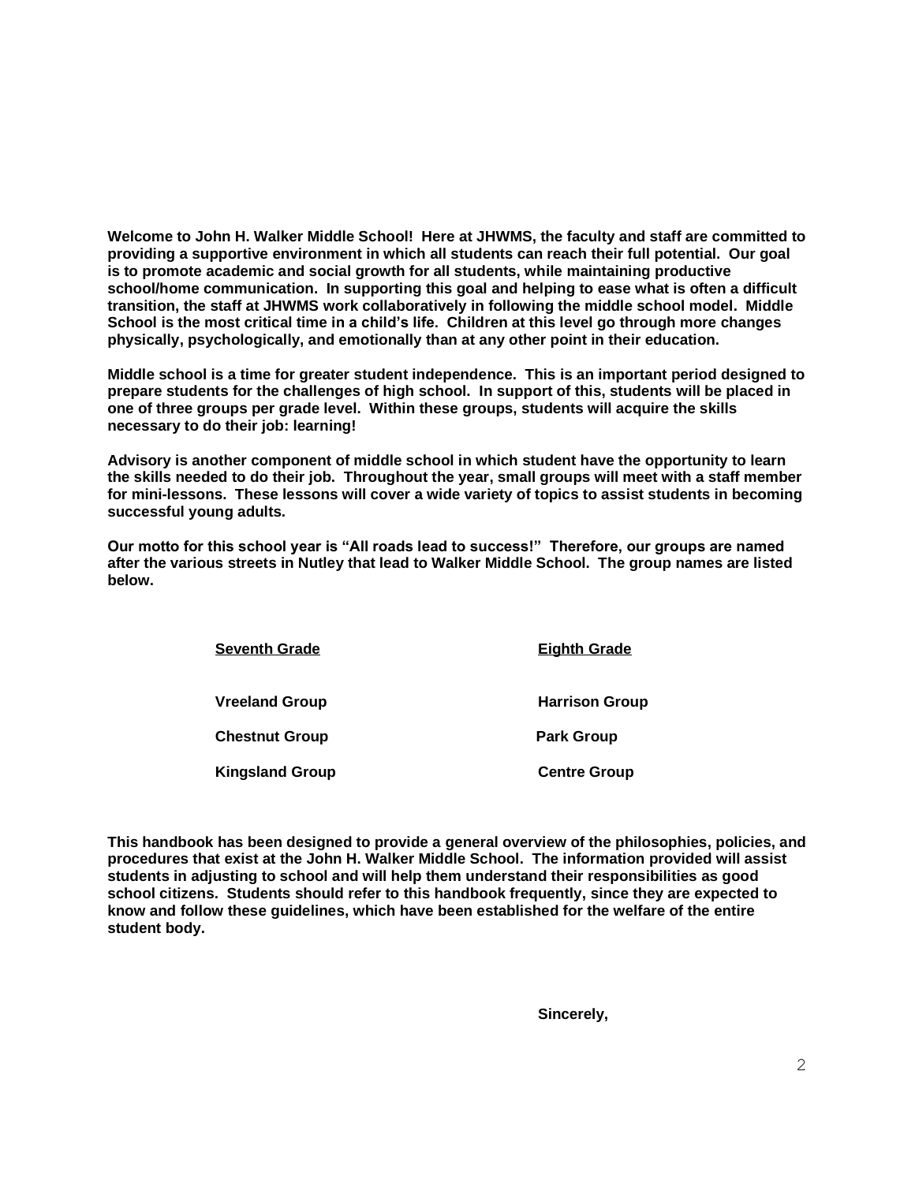**Welcome to John H. Walker Middle School! Here at JHWMS, the faculty and staff are committed to providing a supportive environment in which all students can reach their full potential. Our goal is to promote academic and social growth for all students, while maintaining productive school/home communication. In supporting this goal and helping to ease what is often a difficult transition, the staff at JHWMS work collaboratively in following the middle school model. Middle School is the most critical time in a child's life. Children at this level go through more changes physically, psychologically, and emotionally than at any other point in their education.**

**Middle school is a time for greater student independence. This is an important period designed to prepare students for the challenges of high school. In support of this, students will be placed in one of three groups per grade level. Within these groups, students will acquire the skills necessary to do their job: learning!**

**Advisory is another component of middle school in which student have the opportunity to learn the skills needed to do their job. Throughout the year, small groups will meet with a staff member for mini-lessons. These lessons will cover a wide variety of topics to assist students in becoming successful young adults.**

**Our motto for this school year is "All roads lead to success!" Therefore, our groups are named after the various streets in Nutley that lead to Walker Middle School. The group names are listed below.**

| Seventh Grade | Eighth Grade |
|---|---|
| Vreeland Group | Harrison Group |
| Chestnut Group | Park Group |
| Kingsland Group | Centre Group |

**This handbook has been designed to provide a general overview of the philosophies, policies, and procedures that exist at the John H. Walker Middle School. The information provided will assist students in adjusting to school and will help them understand their responsibilities as good school citizens. Students should refer to this handbook frequently, since they are expected to know and follow these guidelines, which have been established for the welfare of the entire student body.**

**Sincerely,**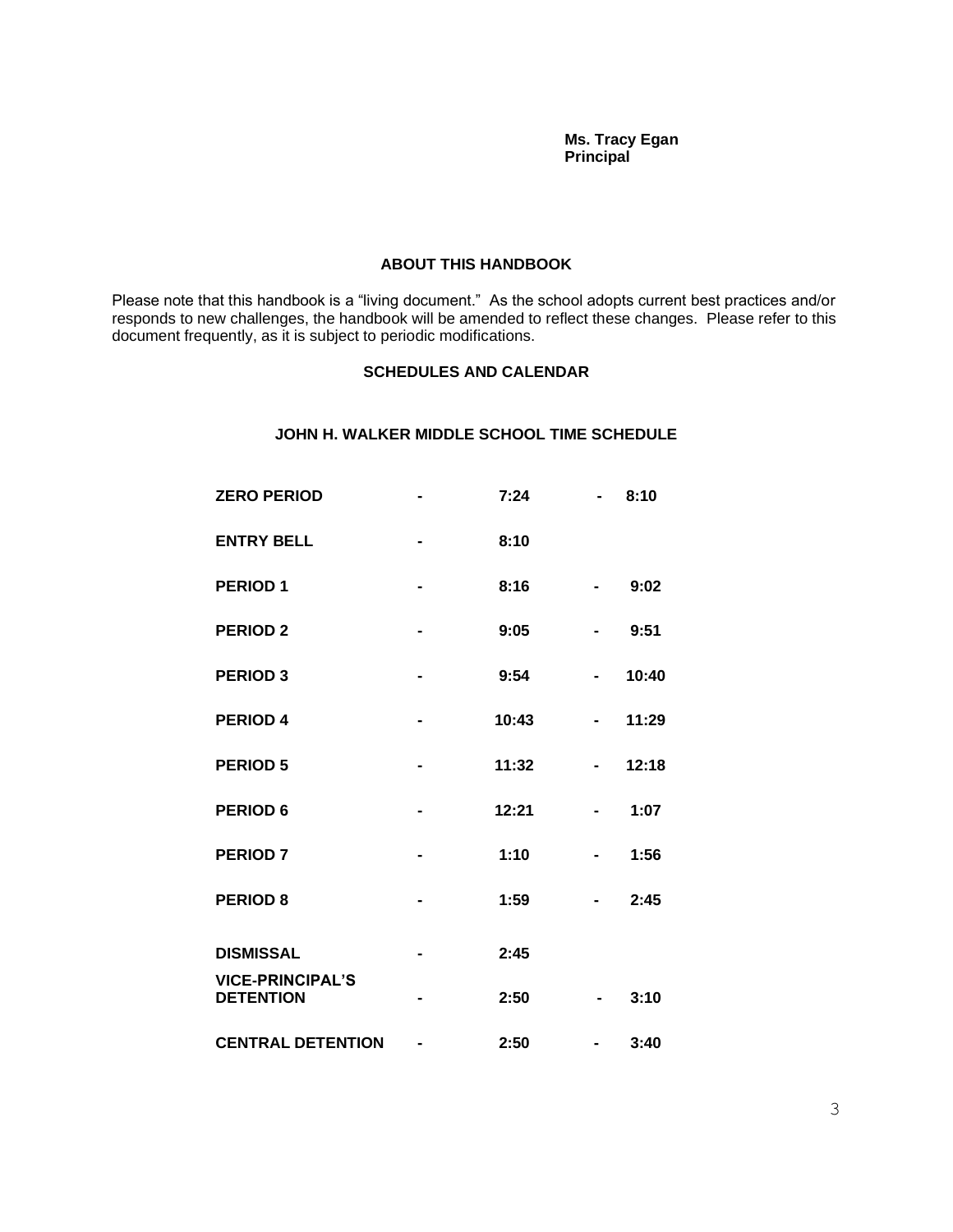**Ms. Tracy Egan**
**Principal**

## ABOUT THIS HANDBOOK

Please note that this handbook is a "living document." As the school adopts current best practices and/or responds to new challenges, the handbook will be amended to reflect these changes. Please refer to this document frequently, as it is subject to periodic modifications.

## SCHEDULES AND CALENDAR

### JOHN H. WALKER MIDDLE SCHOOL TIME SCHEDULE

| | | | | |
|---|---|---|---|---|
| **ZERO PERIOD** | - | **7:24** | - | **8:10** |
| **ENTRY BELL** | - | **8:10** | | |
| **PERIOD 1** | - | **8:16** | - | **9:02** |
| **PERIOD 2** | - | **9:05** | - | **9:51** |
| **PERIOD 3** | - | **9:54** | - | **10:40** |
| **PERIOD 4** | - | **10:43** | - | **11:29** |
| **PERIOD 5** | - | **11:32** | - | **12:18** |
| **PERIOD 6** | - | **12:21** | - | **1:07** |
| **PERIOD 7** | - | **1:10** | - | **1:56** |
| **PERIOD 8** | - | **1:59** | - | **2:45** |
| **DISMISSAL** | - | **2:45** | | |
| **VICE-PRINCIPAL'S DETENTION** | - | **2:50** | - | **3:10** |
| **CENTRAL DETENTION** | - | **2:50** | - | **3:40** |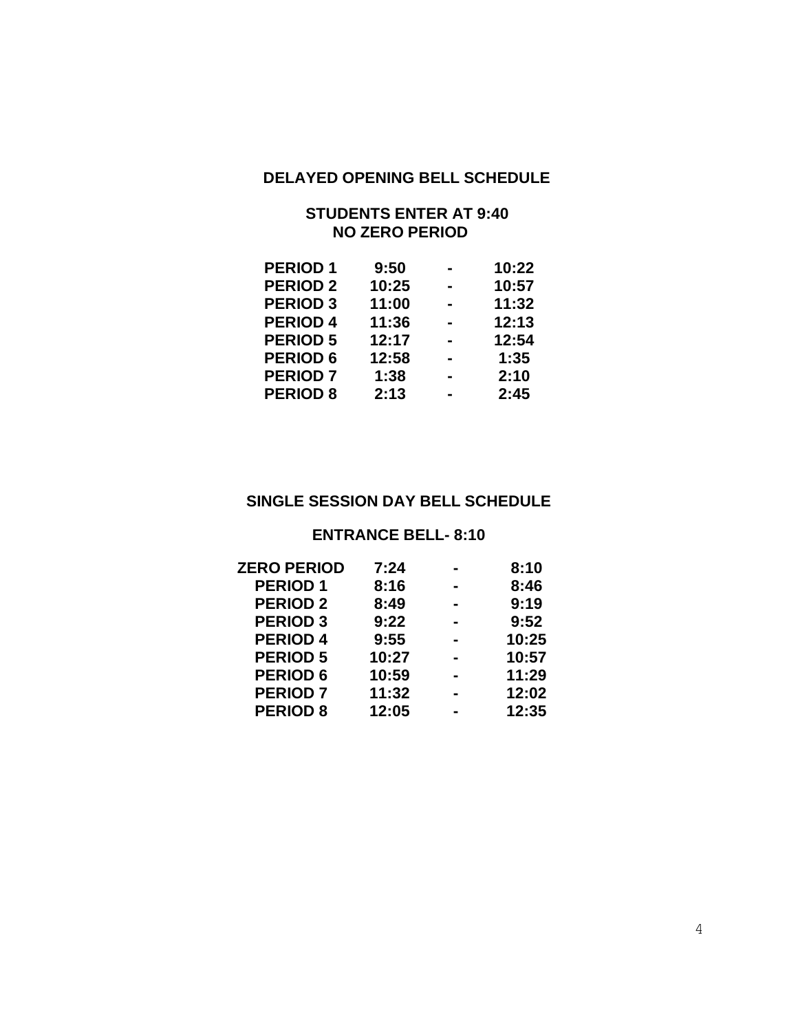## DELAYED OPENING BELL SCHEDULE

**STUDENTS ENTER AT 9:40**
**NO ZERO PERIOD**

| | | | |
|---|---|---|---|
| PERIOD 1 | 9:50 | - | 10:22 |
| PERIOD 2 | 10:25 | - | 10:57 |
| PERIOD 3 | 11:00 | - | 11:32 |
| PERIOD 4 | 11:36 | - | 12:13 |
| PERIOD 5 | 12:17 | - | 12:54 |
| PERIOD 6 | 12:58 | - | 1:35 |
| PERIOD 7 | 1:38 | - | 2:10 |
| PERIOD 8 | 2:13 | - | 2:45 |

## SINGLE SESSION DAY BELL SCHEDULE

**ENTRANCE BELL- 8:10**

| | | | |
|---|---|---|---|
| ZERO PERIOD | 7:24 | - | 8:10 |
| PERIOD 1 | 8:16 | - | 8:46 |
| PERIOD 2 | 8:49 | - | 9:19 |
| PERIOD 3 | 9:22 | - | 9:52 |
| PERIOD 4 | 9:55 | - | 10:25 |
| PERIOD 5 | 10:27 | - | 10:57 |
| PERIOD 6 | 10:59 | - | 11:29 |
| PERIOD 7 | 11:32 | - | 12:02 |
| PERIOD 8 | 12:05 | - | 12:35 |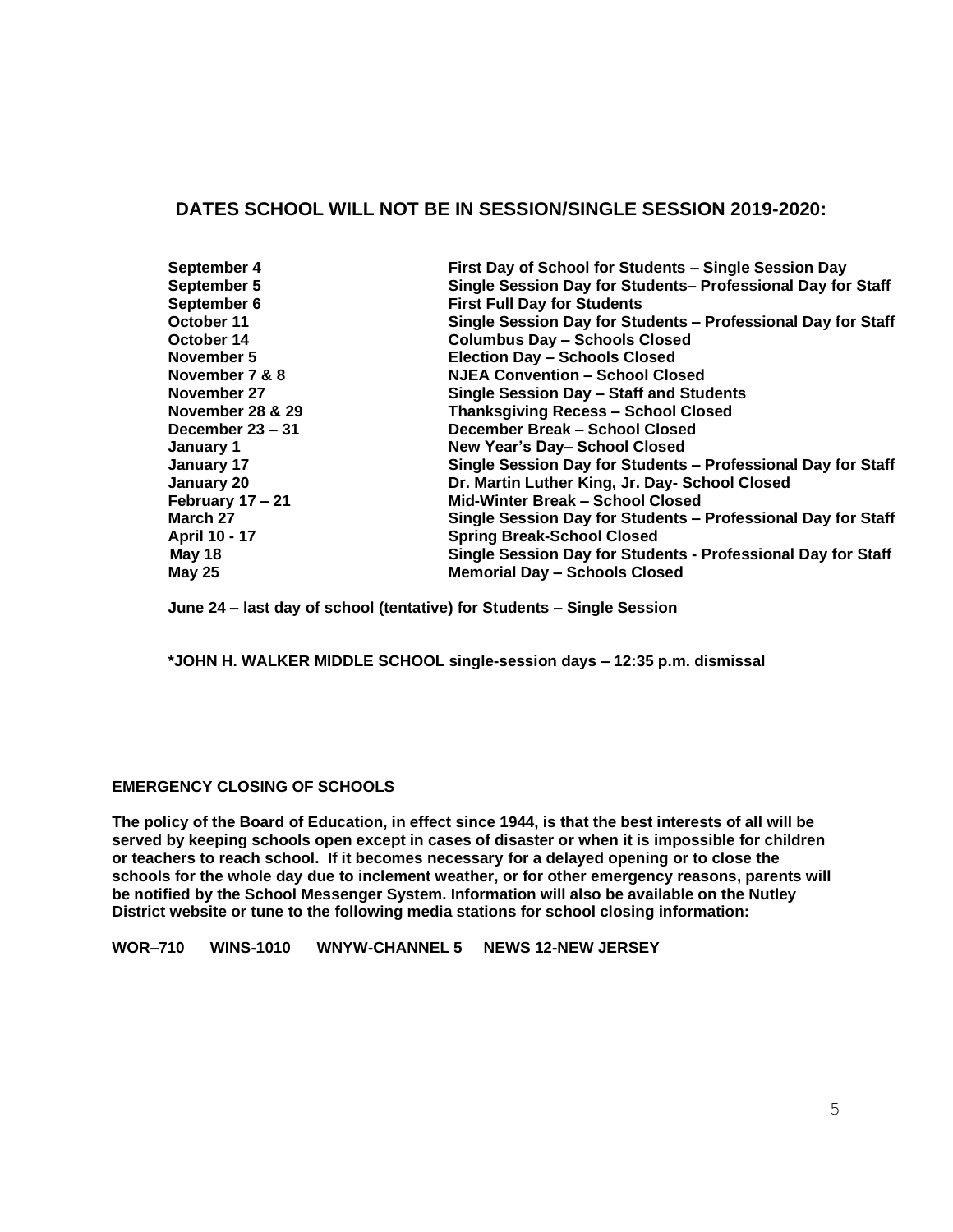## DATES SCHOOL WILL NOT BE IN SESSION/SINGLE SESSION 2019-2020:

| | |
|---|---|
| **September 4** | **First Day of School for Students – Single Session Day** |
| **September 5** | **Single Session Day for Students– Professional Day for Staff** |
| **September 6** | **First Full Day for Students** |
| **October 11** | **Single Session Day for Students – Professional Day for Staff** |
| **October 14** | **Columbus Day – Schools Closed** |
| **November 5** | **Election Day – Schools Closed** |
| **November 7 & 8** | **NJEA Convention – School Closed** |
| **November 27** | **Single Session Day – Staff and Students** |
| **November 28 & 29** | **Thanksgiving Recess – School Closed** |
| **December 23 – 31** | **December Break – School Closed** |
| **January 1** | **New Year's Day– School Closed** |
| **January 17** | **Single Session Day for Students – Professional Day for Staff** |
| **January 20** | **Dr. Martin Luther King, Jr. Day- School Closed** |
| **February 17 – 21** | **Mid-Winter Break – School Closed** |
| **March 27** | **Single Session Day for Students – Professional Day for Staff** |
| **April 10 - 17** | **Spring Break-School Closed** |
| **May 18** | **Single Session Day for Students - Professional Day for Staff** |
| **May 25** | **Memorial Day – Schools Closed** |

**June 24 – last day of school (tentative) for Students – Single Session**

**\*JOHN H. WALKER MIDDLE SCHOOL single-session days – 12:35 p.m. dismissal**

**EMERGENCY CLOSING OF SCHOOLS**

**The policy of the Board of Education, in effect since 1944, is that the best interests of all will be served by keeping schools open except in cases of disaster or when it is impossible for children or teachers to reach school. If it becomes necessary for a delayed opening or to close the schools for the whole day due to inclement weather, or for other emergency reasons, parents will be notified by the School Messenger System. Information will also be available on the Nutley District website or tune to the following media stations for school closing information:**

**WOR–710 WINS-1010 WNYW-CHANNEL 5 NEWS 12-NEW JERSEY**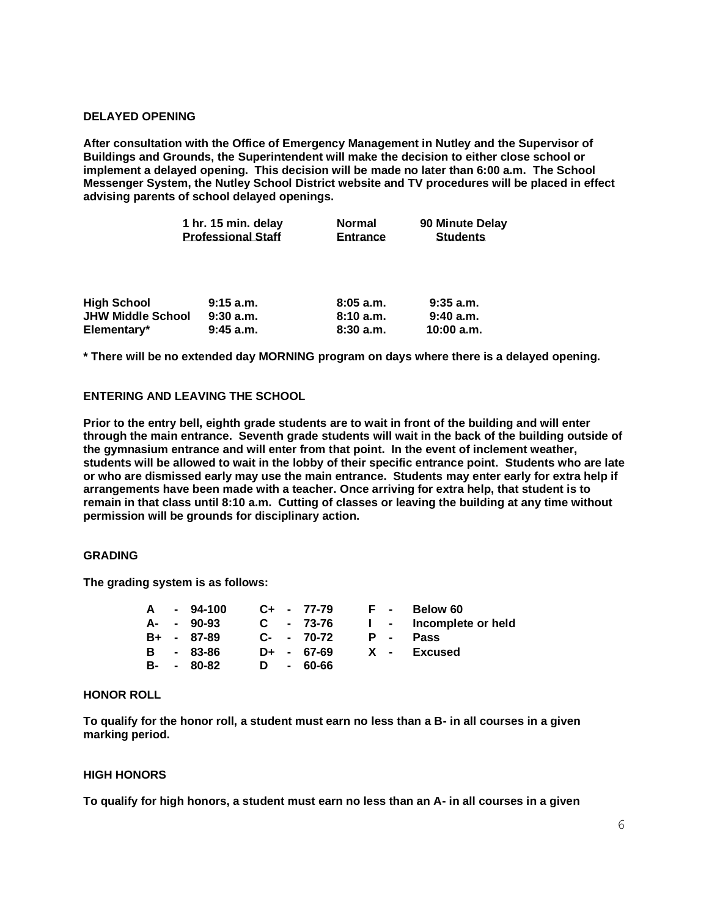**DELAYED OPENING**

**After consultation with the Office of Emergency Management in Nutley and the Supervisor of Buildings and Grounds, the Superintendent will make the decision to either close school or implement a delayed opening. This decision will be made no later than 6:00 a.m. The School Messenger System, the Nutley School District website and TV procedures will be placed in effect advising parents of school delayed openings.**

| | 1 hr. 15 min. delay Professional Staff | Normal Entrance | 90 Minute Delay Students |
|---|---|---|---|
| **High School** | **9:15 a.m.** | **8:05 a.m.** | **9:35 a.m.** |
| **JHW Middle School** | **9:30 a.m.** | **8:10 a.m.** | **9:40 a.m.** |
| **Elementary*** | **9:45 a.m.** | **8:30 a.m.** | **10:00 a.m.** |

**\* There will be no extended day MORNING program on days where there is a delayed opening.**

**ENTERING AND LEAVING THE SCHOOL**

**Prior to the entry bell, eighth grade students are to wait in front of the building and will enter through the main entrance. Seventh grade students will wait in the back of the building outside of the gymnasium entrance and will enter from that point. In the event of inclement weather, students will be allowed to wait in the lobby of their specific entrance point. Students who are late or who are dismissed early may use the main entrance. Students may enter early for extra help if arrangements have been made with a teacher. Once arriving for extra help, that student is to remain in that class until 8:10 a.m. Cutting of classes or leaving the building at any time without permission will be grounds for disciplinary action.**

**GRADING**

**The grading system is as follows:**

| | | | | | |
|---|---|---|---|---|---|
| **A** | **94-100** | **C+** | **77-79** | **F** | **Below 60** |
| **A-** | **90-93** | **C** | **73-76** | **I** | **Incomplete or held** |
| **B+** | **87-89** | **C-** | **70-72** | **P** | **Pass** |
| **B** | **83-86** | **D+** | **67-69** | **X** | **Excused** |
| **B-** | **80-82** | **D** | **60-66** | | |

**HONOR ROLL**

**To qualify for the honor roll, a student must earn no less than a B- in all courses in a given marking period.**

**HIGH HONORS**

**To qualify for high honors, a student must earn no less than an A- in all courses in a given**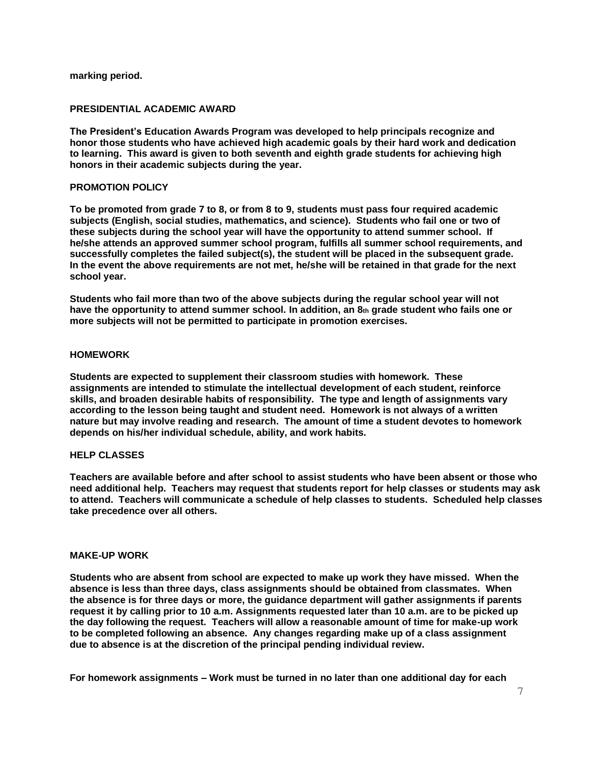**marking period.**

## PRESIDENTIAL ACADEMIC AWARD

**The President's Education Awards Program was developed to help principals recognize and honor those students who have achieved high academic goals by their hard work and dedication to learning. This award is given to both seventh and eighth grade students for achieving high honors in their academic subjects during the year.**

## PROMOTION POLICY

**To be promoted from grade 7 to 8, or from 8 to 9, students must pass four required academic subjects (English, social studies, mathematics, and science). Students who fail one or two of these subjects during the school year will have the opportunity to attend summer school. If he/she attends an approved summer school program, fulfills all summer school requirements, and successfully completes the failed subject(s), the student will be placed in the subsequent grade. In the event the above requirements are not met, he/she will be retained in that grade for the next school year.**

**Students who fail more than two of the above subjects during the regular school year will not have the opportunity to attend summer school. In addition, an 8th grade student who fails one or more subjects will not be permitted to participate in promotion exercises.**

## HOMEWORK

**Students are expected to supplement their classroom studies with homework. These assignments are intended to stimulate the intellectual development of each student, reinforce skills, and broaden desirable habits of responsibility. The type and length of assignments vary according to the lesson being taught and student need. Homework is not always of a written nature but may involve reading and research. The amount of time a student devotes to homework depends on his/her individual schedule, ability, and work habits.**

## HELP CLASSES

**Teachers are available before and after school to assist students who have been absent or those who need additional help. Teachers may request that students report for help classes or students may ask to attend. Teachers will communicate a schedule of help classes to students. Scheduled help classes take precedence over all others.**

## MAKE-UP WORK

**Students who are absent from school are expected to make up work they have missed. When the absence is less than three days, class assignments should be obtained from classmates. When the absence is for three days or more, the guidance department will gather assignments if parents request it by calling prior to 10 a.m. Assignments requested later than 10 a.m. are to be picked up the day following the request. Teachers will allow a reasonable amount of time for make-up work to be completed following an absence. Any changes regarding make up of a class assignment due to absence is at the discretion of the principal pending individual review.**

**For homework assignments – Work must be turned in no later than one additional day for each**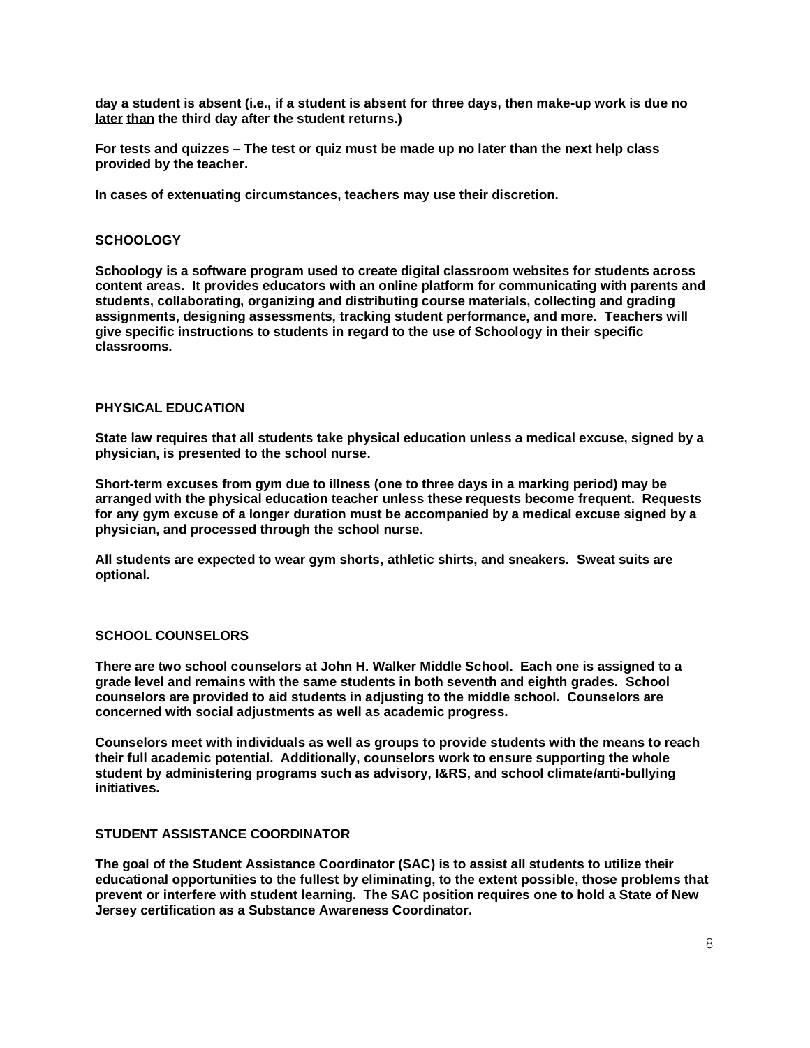**day a student is absent (i.e., if a student is absent for three days, then make-up work is due <u>no</u> <u>later</u> <u>than</u> the third day after the student returns.)**

**For tests and quizzes – The test or quiz must be made up <u>no</u> <u>later</u> <u>than</u> the next help class provided by the teacher.**

**In cases of extenuating circumstances, teachers may use their discretion.**

## SCHOOLOGY

**Schoology is a software program used to create digital classroom websites for students across content areas. It provides educators with an online platform for communicating with parents and students, collaborating, organizing and distributing course materials, collecting and grading assignments, designing assessments, tracking student performance, and more. Teachers will give specific instructions to students in regard to the use of Schoology in their specific classrooms.**

## PHYSICAL EDUCATION

**State law requires that all students take physical education unless a medical excuse, signed by a physician, is presented to the school nurse.**

**Short-term excuses from gym due to illness (one to three days in a marking period) may be arranged with the physical education teacher unless these requests become frequent. Requests for any gym excuse of a longer duration must be accompanied by a medical excuse signed by a physician, and processed through the school nurse.**

**All students are expected to wear gym shorts, athletic shirts, and sneakers. Sweat suits are optional.**

## SCHOOL COUNSELORS

**There are two school counselors at John H. Walker Middle School. Each one is assigned to a grade level and remains with the same students in both seventh and eighth grades. School counselors are provided to aid students in adjusting to the middle school. Counselors are concerned with social adjustments as well as academic progress.**

**Counselors meet with individuals as well as groups to provide students with the means to reach their full academic potential. Additionally, counselors work to ensure supporting the whole student by administering programs such as advisory, I&RS, and school climate/anti-bullying initiatives.**

## STUDENT ASSISTANCE COORDINATOR

**The goal of the Student Assistance Coordinator (SAC) is to assist all students to utilize their educational opportunities to the fullest by eliminating, to the extent possible, those problems that prevent or interfere with student learning. The SAC position requires one to hold a State of New Jersey certification as a Substance Awareness Coordinator.**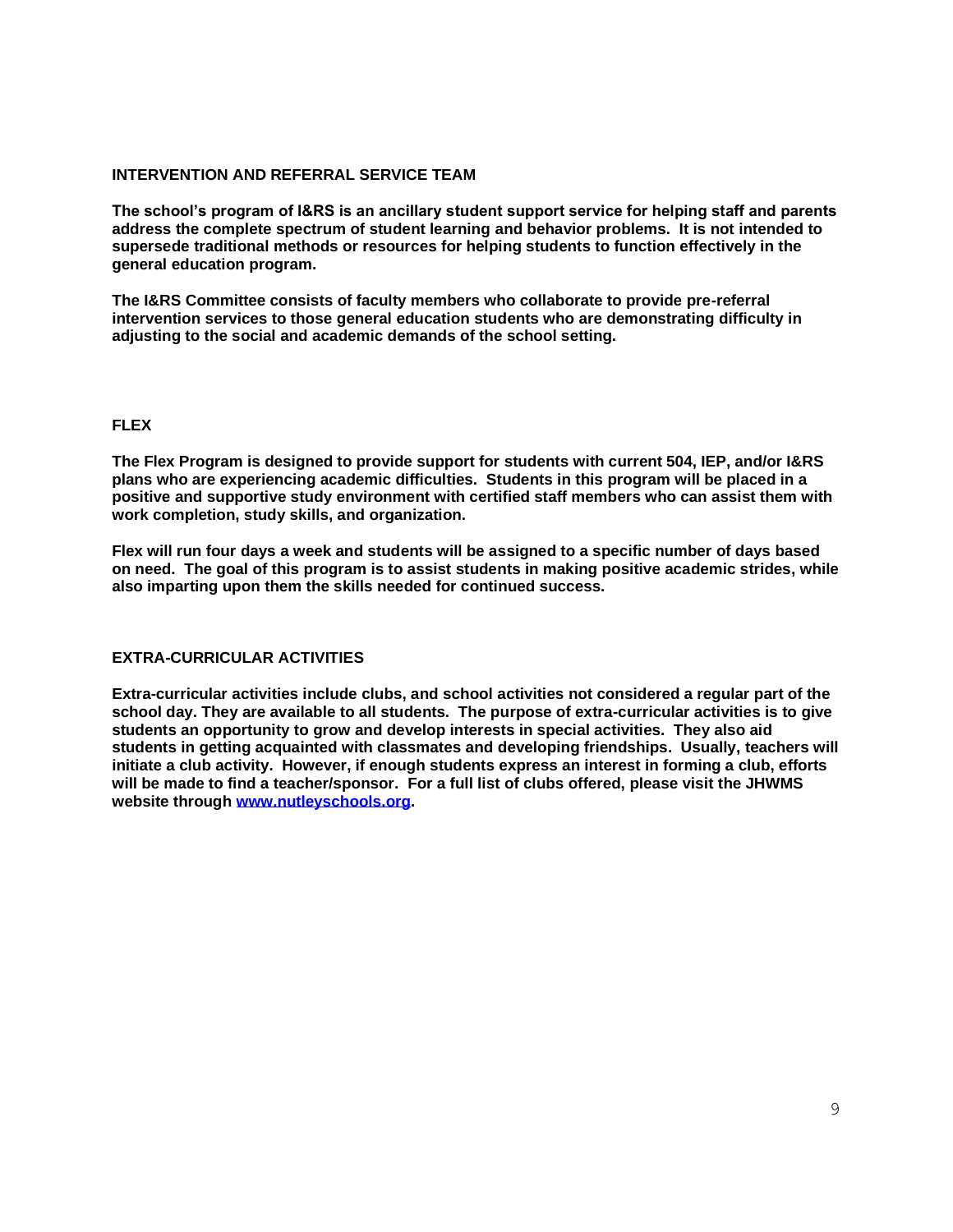## INTERVENTION AND REFERRAL SERVICE TEAM

**The school's program of I&RS is an ancillary student support service for helping staff and parents address the complete spectrum of student learning and behavior problems. It is not intended to supersede traditional methods or resources for helping students to function effectively in the general education program.**

**The I&RS Committee consists of faculty members who collaborate to provide pre-referral intervention services to those general education students who are demonstrating difficulty in adjusting to the social and academic demands of the school setting.**

## FLEX

**The Flex Program is designed to provide support for students with current 504, IEP, and/or I&RS plans who are experiencing academic difficulties. Students in this program will be placed in a positive and supportive study environment with certified staff members who can assist them with work completion, study skills, and organization.**

**Flex will run four days a week and students will be assigned to a specific number of days based on need. The goal of this program is to assist students in making positive academic strides, while also imparting upon them the skills needed for continued success.**

## EXTRA-CURRICULAR ACTIVITIES

**Extra-curricular activities include clubs, and school activities not considered a regular part of the school day. They are available to all students. The purpose of extra-curricular activities is to give students an opportunity to grow and develop interests in special activities. They also aid students in getting acquainted with classmates and developing friendships. Usually, teachers will initiate a club activity. However, if enough students express an interest in forming a club, efforts will be made to find a teacher/sponsor. For a full list of clubs offered, please visit the JHWMS website through [www.nutleyschools.org](http://www.nutleyschools.org).**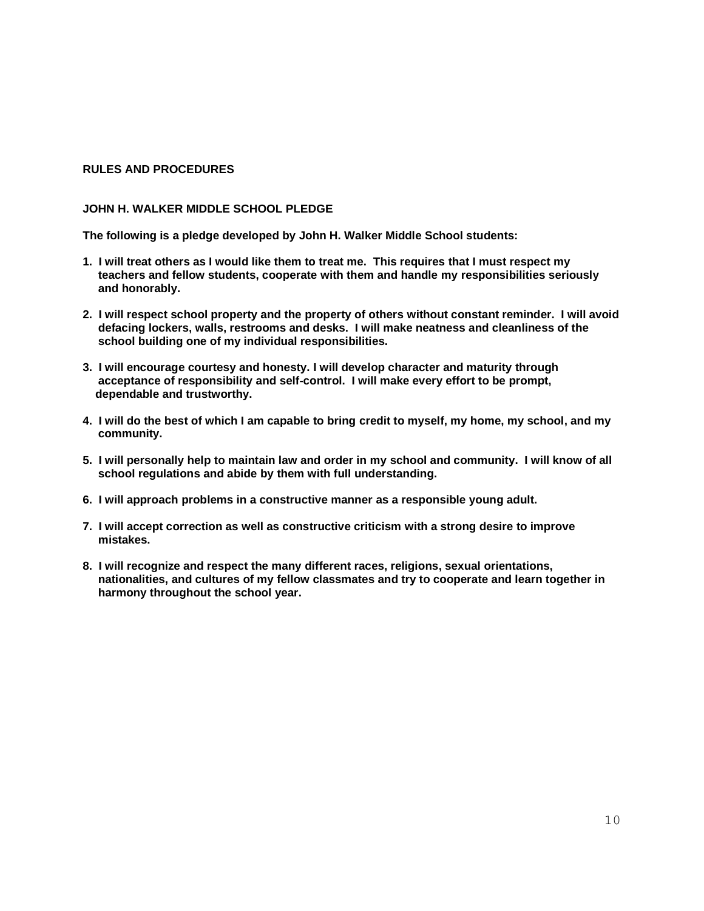## RULES AND PROCEDURES

### JOHN H. WALKER MIDDLE SCHOOL PLEDGE

**The following is a pledge developed by John H. Walker Middle School students:**

1. **I will treat others as I would like them to treat me. This requires that I must respect my teachers and fellow students, cooperate with them and handle my responsibilities seriously and honorably.**

2. **I will respect school property and the property of others without constant reminder. I will avoid defacing lockers, walls, restrooms and desks. I will make neatness and cleanliness of the school building one of my individual responsibilities.**

3. **I will encourage courtesy and honesty. I will develop character and maturity through acceptance of responsibility and self-control. I will make every effort to be prompt, dependable and trustworthy.**

4. **I will do the best of which I am capable to bring credit to myself, my home, my school, and my community.**

5. **I will personally help to maintain law and order in my school and community. I will know of all school regulations and abide by them with full understanding.**

6. **I will approach problems in a constructive manner as a responsible young adult.**

7. **I will accept correction as well as constructive criticism with a strong desire to improve mistakes.**

8. **I will recognize and respect the many different races, religions, sexual orientations, nationalities, and cultures of my fellow classmates and try to cooperate and learn together in harmony throughout the school year.**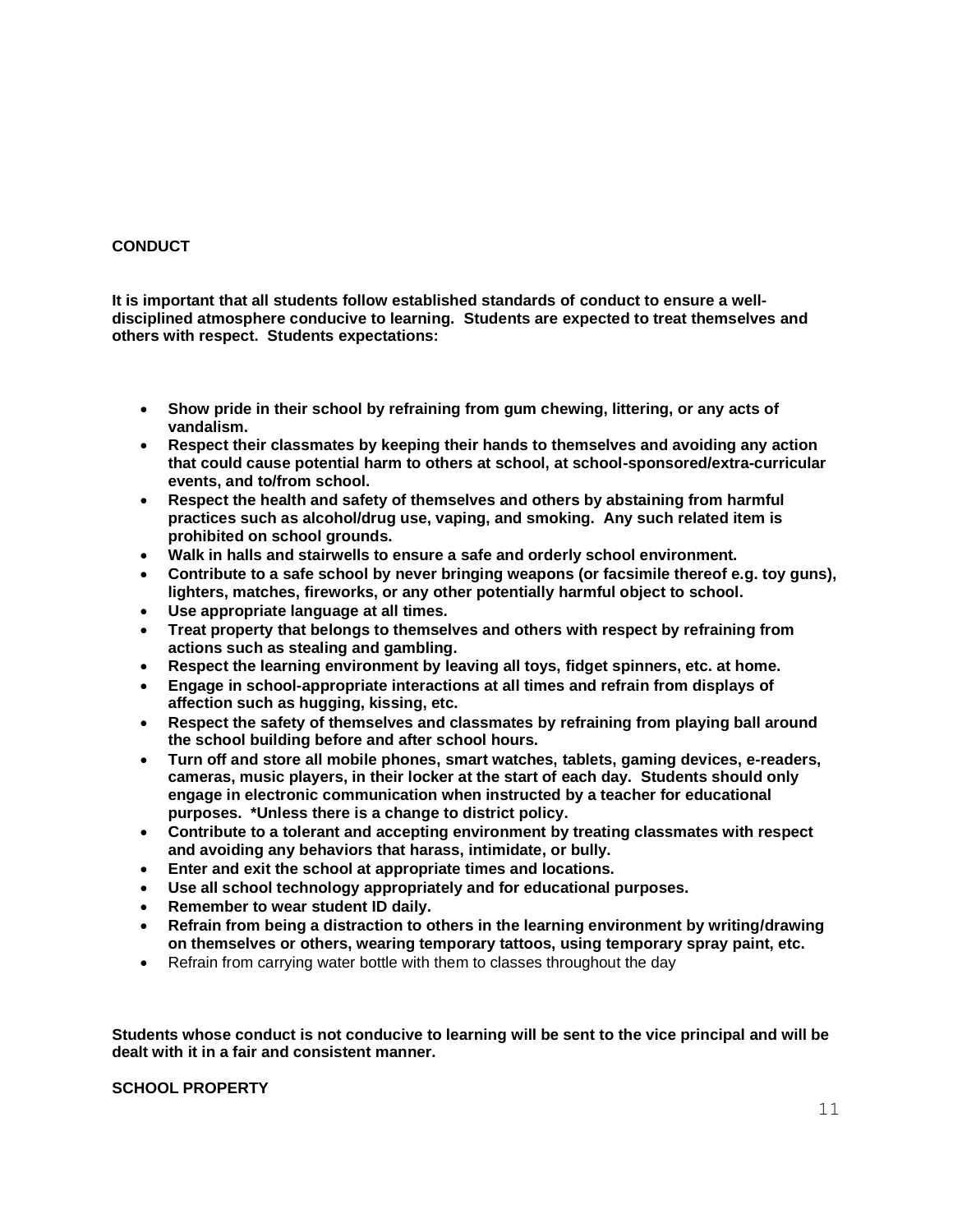## CONDUCT

**It is important that all students follow established standards of conduct to ensure a well-disciplined atmosphere conducive to learning. Students are expected to treat themselves and others with respect. Students expectations:**

- **Show pride in their school by refraining from gum chewing, littering, or any acts of vandalism.**
- **Respect their classmates by keeping their hands to themselves and avoiding any action that could cause potential harm to others at school, at school-sponsored/extra-curricular events, and to/from school.**
- **Respect the health and safety of themselves and others by abstaining from harmful practices such as alcohol/drug use, vaping, and smoking. Any such related item is prohibited on school grounds.**
- **Walk in halls and stairwells to ensure a safe and orderly school environment.**
- **Contribute to a safe school by never bringing weapons (or facsimile thereof e.g. toy guns), lighters, matches, fireworks, or any other potentially harmful object to school.**
- **Use appropriate language at all times.**
- **Treat property that belongs to themselves and others with respect by refraining from actions such as stealing and gambling.**
- **Respect the learning environment by leaving all toys, fidget spinners, etc. at home.**
- **Engage in school-appropriate interactions at all times and refrain from displays of affection such as hugging, kissing, etc.**
- **Respect the safety of themselves and classmates by refraining from playing ball around the school building before and after school hours.**
- **Turn off and store all mobile phones, smart watches, tablets, gaming devices, e-readers, cameras, music players, in their locker at the start of each day. Students should only engage in electronic communication when instructed by a teacher for educational purposes. *Unless there is a change to district policy.**
- **Contribute to a tolerant and accepting environment by treating classmates with respect and avoiding any behaviors that harass, intimidate, or bully.**
- **Enter and exit the school at appropriate times and locations.**
- **Use all school technology appropriately and for educational purposes.**
- **Remember to wear student ID daily.**
- **Refrain from being a distraction to others in the learning environment by writing/drawing on themselves or others, wearing temporary tattoos, using temporary spray paint, etc.**
- Refrain from carrying water bottle with them to classes throughout the day

**Students whose conduct is not conducive to learning will be sent to the vice principal and will be dealt with it in a fair and consistent manner.**

## SCHOOL PROPERTY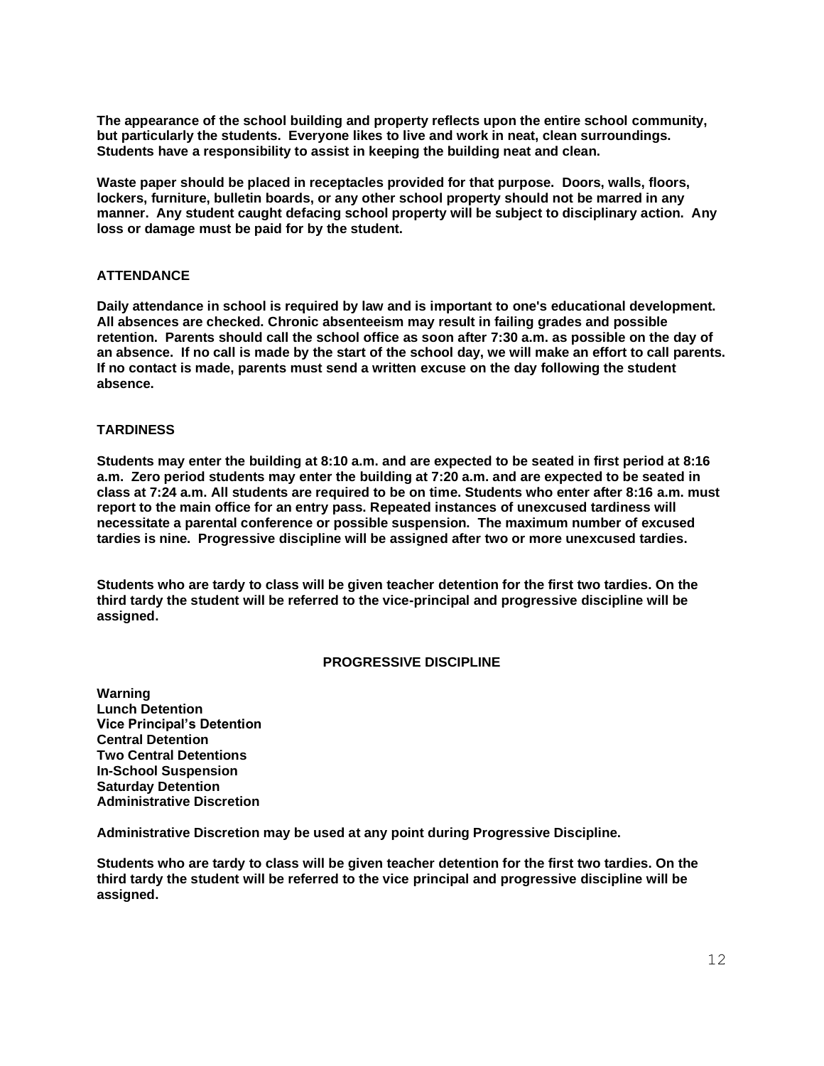**The appearance of the school building and property reflects upon the entire school community, but particularly the students. Everyone likes to live and work in neat, clean surroundings. Students have a responsibility to assist in keeping the building neat and clean.**

**Waste paper should be placed in receptacles provided for that purpose. Doors, walls, floors, lockers, furniture, bulletin boards, or any other school property should not be marred in any manner. Any student caught defacing school property will be subject to disciplinary action. Any loss or damage must be paid for by the student.**

## ATTENDANCE

**Daily attendance in school is required by law and is important to one's educational development. All absences are checked. Chronic absenteeism may result in failing grades and possible retention. Parents should call the school office as soon after 7:30 a.m. as possible on the day of an absence. If no call is made by the start of the school day, we will make an effort to call parents. If no contact is made, parents must send a written excuse on the day following the student absence.**

## TARDINESS

**Students may enter the building at 8:10 a.m. and are expected to be seated in first period at 8:16 a.m. Zero period students may enter the building at 7:20 a.m. and are expected to be seated in class at 7:24 a.m. All students are required to be on time. Students who enter after 8:16 a.m. must report to the main office for an entry pass. Repeated instances of unexcused tardiness will necessitate a parental conference or possible suspension. The maximum number of excused tardies is nine. Progressive discipline will be assigned after two or more unexcused tardies.**

**Students who are tardy to class will be given teacher detention for the first two tardies. On the third tardy the student will be referred to the vice-principal and progressive discipline will be assigned.**

## PROGRESSIVE DISCIPLINE

**Warning**
**Lunch Detention**
**Vice Principal's Detention**
**Central Detention**
**Two Central Detentions**
**In-School Suspension**
**Saturday Detention**
**Administrative Discretion**

**Administrative Discretion may be used at any point during Progressive Discipline.**

**Students who are tardy to class will be given teacher detention for the first two tardies. On the third tardy the student will be referred to the vice principal and progressive discipline will be assigned.**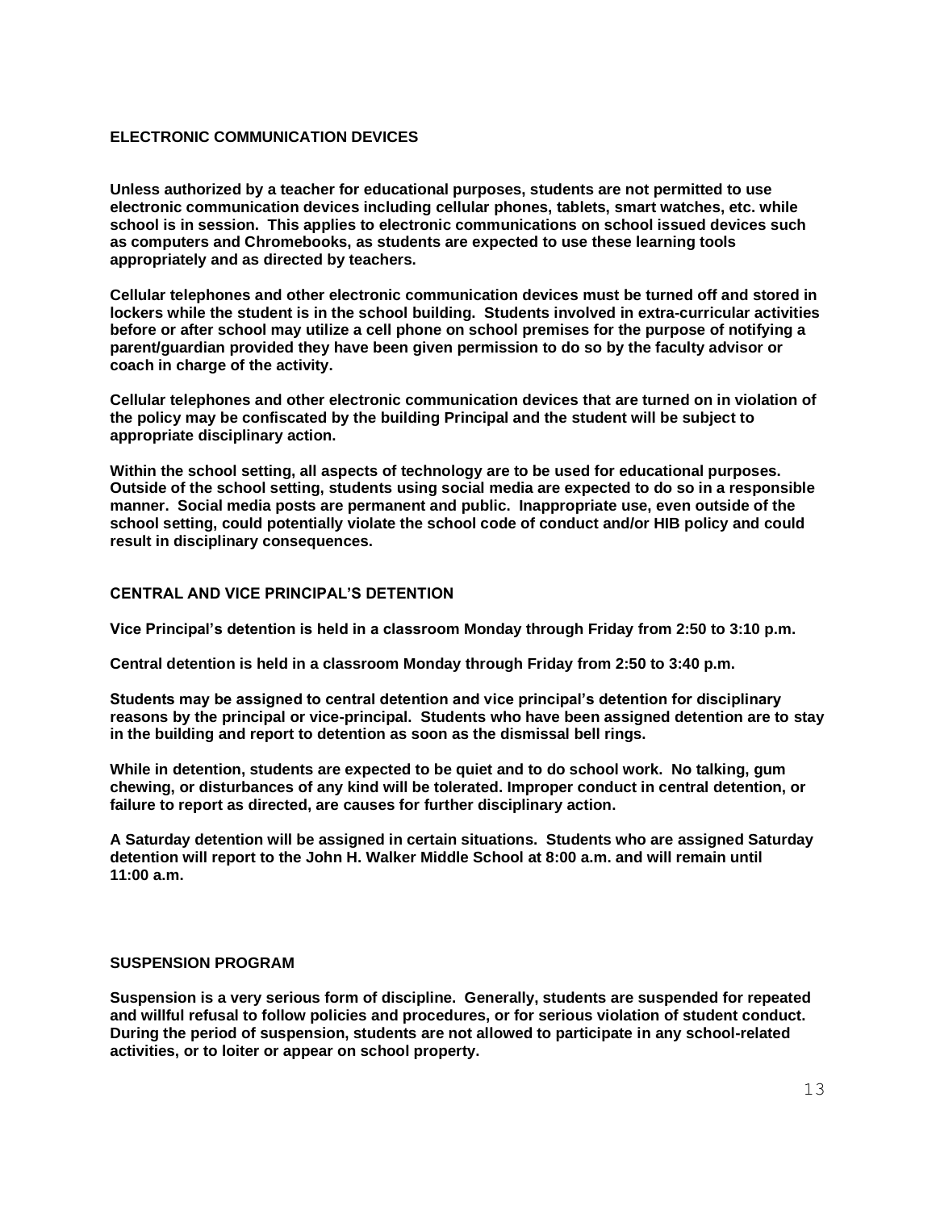## ELECTRONIC COMMUNICATION DEVICES

**Unless authorized by a teacher for educational purposes, students are not permitted to use electronic communication devices including cellular phones, tablets, smart watches, etc. while school is in session. This applies to electronic communications on school issued devices such as computers and Chromebooks, as students are expected to use these learning tools appropriately and as directed by teachers.**

**Cellular telephones and other electronic communication devices must be turned off and stored in lockers while the student is in the school building. Students involved in extra-curricular activities before or after school may utilize a cell phone on school premises for the purpose of notifying a parent/guardian provided they have been given permission to do so by the faculty advisor or coach in charge of the activity.**

**Cellular telephones and other electronic communication devices that are turned on in violation of the policy may be confiscated by the building Principal and the student will be subject to appropriate disciplinary action.**

**Within the school setting, all aspects of technology are to be used for educational purposes. Outside of the school setting, students using social media are expected to do so in a responsible manner. Social media posts are permanent and public. Inappropriate use, even outside of the school setting, could potentially violate the school code of conduct and/or HIB policy and could result in disciplinary consequences.**

## CENTRAL AND VICE PRINCIPAL'S DETENTION

**Vice Principal's detention is held in a classroom Monday through Friday from 2:50 to 3:10 p.m.**

**Central detention is held in a classroom Monday through Friday from 2:50 to 3:40 p.m.**

**Students may be assigned to central detention and vice principal's detention for disciplinary reasons by the principal or vice-principal. Students who have been assigned detention are to stay in the building and report to detention as soon as the dismissal bell rings.**

**While in detention, students are expected to be quiet and to do school work. No talking, gum chewing, or disturbances of any kind will be tolerated. Improper conduct in central detention, or failure to report as directed, are causes for further disciplinary action.**

**A Saturday detention will be assigned in certain situations. Students who are assigned Saturday detention will report to the John H. Walker Middle School at 8:00 a.m. and will remain until 11:00 a.m.**

## SUSPENSION PROGRAM

**Suspension is a very serious form of discipline. Generally, students are suspended for repeated and willful refusal to follow policies and procedures, or for serious violation of student conduct. During the period of suspension, students are not allowed to participate in any school-related activities, or to loiter or appear on school property.**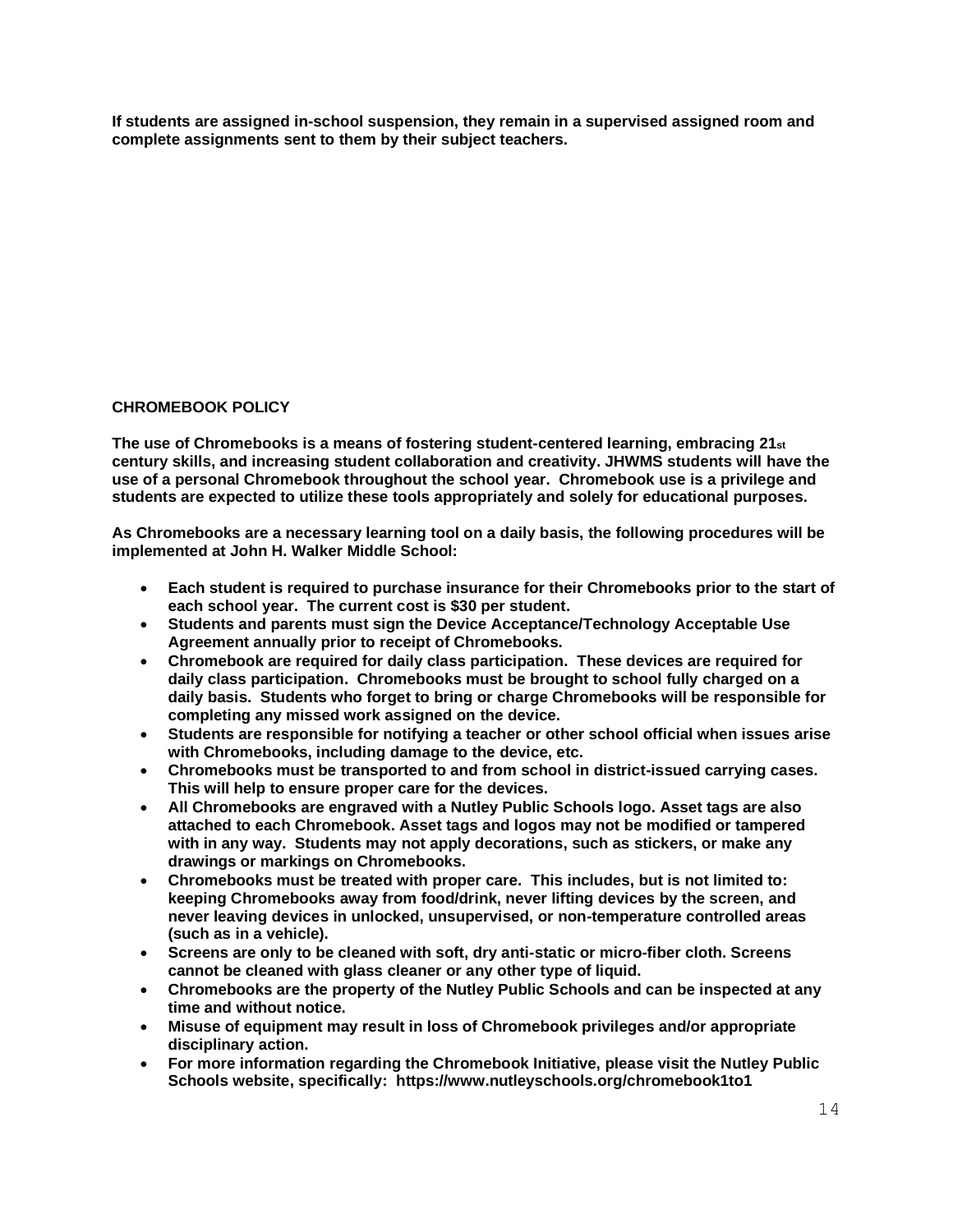**If students are assigned in-school suspension, they remain in a supervised assigned room and complete assignments sent to them by their subject teachers.**

## CHROMEBOOK POLICY

**The use of Chromebooks is a means of fostering student-centered learning, embracing 21st century skills, and increasing student collaboration and creativity. JHWMS students will have the use of a personal Chromebook throughout the school year. Chromebook use is a privilege and students are expected to utilize these tools appropriately and solely for educational purposes.**

**As Chromebooks are a necessary learning tool on a daily basis, the following procedures will be implemented at John H. Walker Middle School:**

- **Each student is required to purchase insurance for their Chromebooks prior to the start of each school year. The current cost is $30 per student.**
- **Students and parents must sign the Device Acceptance/Technology Acceptable Use Agreement annually prior to receipt of Chromebooks.**
- **Chromebook are required for daily class participation. These devices are required for daily class participation. Chromebooks must be brought to school fully charged on a daily basis. Students who forget to bring or charge Chromebooks will be responsible for completing any missed work assigned on the device.**
- **Students are responsible for notifying a teacher or other school official when issues arise with Chromebooks, including damage to the device, etc.**
- **Chromebooks must be transported to and from school in district-issued carrying cases. This will help to ensure proper care for the devices.**
- **All Chromebooks are engraved with a Nutley Public Schools logo. Asset tags are also attached to each Chromebook. Asset tags and logos may not be modified or tampered with in any way. Students may not apply decorations, such as stickers, or make any drawings or markings on Chromebooks.**
- **Chromebooks must be treated with proper care. This includes, but is not limited to: keeping Chromebooks away from food/drink, never lifting devices by the screen, and never leaving devices in unlocked, unsupervised, or non-temperature controlled areas (such as in a vehicle).**
- **Screens are only to be cleaned with soft, dry anti-static or micro-fiber cloth. Screens cannot be cleaned with glass cleaner or any other type of liquid.**
- **Chromebooks are the property of the Nutley Public Schools and can be inspected at any time and without notice.**
- **Misuse of equipment may result in loss of Chromebook privileges and/or appropriate disciplinary action.**
- **For more information regarding the Chromebook Initiative, please visit the Nutley Public Schools website, specifically: https://www.nutleyschools.org/chromebook1to1**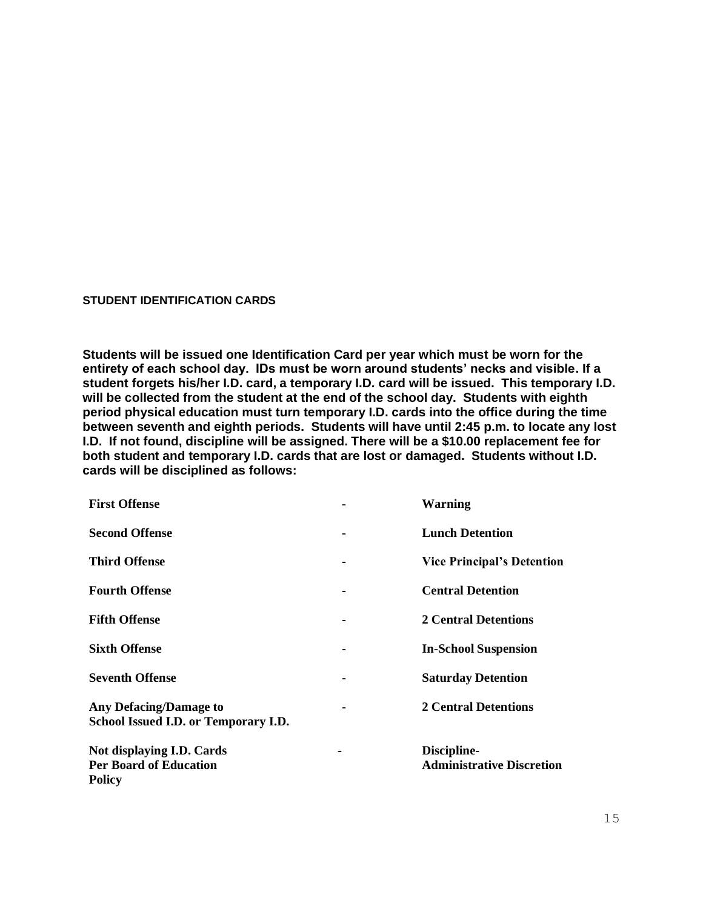## STUDENT IDENTIFICATION CARDS

**Students will be issued one Identification Card per year which must be worn for the entirety of each school day. IDs must be worn around students' necks and visible. If a student forgets his/her I.D. card, a temporary I.D. card will be issued. This temporary I.D. will be collected from the student at the end of the school day. Students with eighth period physical education must turn temporary I.D. cards into the office during the time between seventh and eighth periods. Students will have until 2:45 p.m. to locate any lost I.D. If not found, discipline will be assigned. There will be a $10.00 replacement fee for both student and temporary I.D. cards that are lost or damaged. Students without I.D. cards will be disciplined as follows:**

| | | |
|---|---|---|
| **First Offense** | - | **Warning** |
| **Second Offense** | - | **Lunch Detention** |
| **Third Offense** | - | **Vice Principal's Detention** |
| **Fourth Offense** | - | **Central Detention** |
| **Fifth Offense** | - | **2 Central Detentions** |
| **Sixth Offense** | - | **In-School Suspension** |
| **Seventh Offense** | - | **Saturday Detention** |
| **Any Defacing/Damage to School Issued I.D. or Temporary I.D.** | - | **2 Central Detentions** |
| **Not displaying I.D. Cards Per Board of Education Policy** | - | **Discipline- Administrative Discretion** |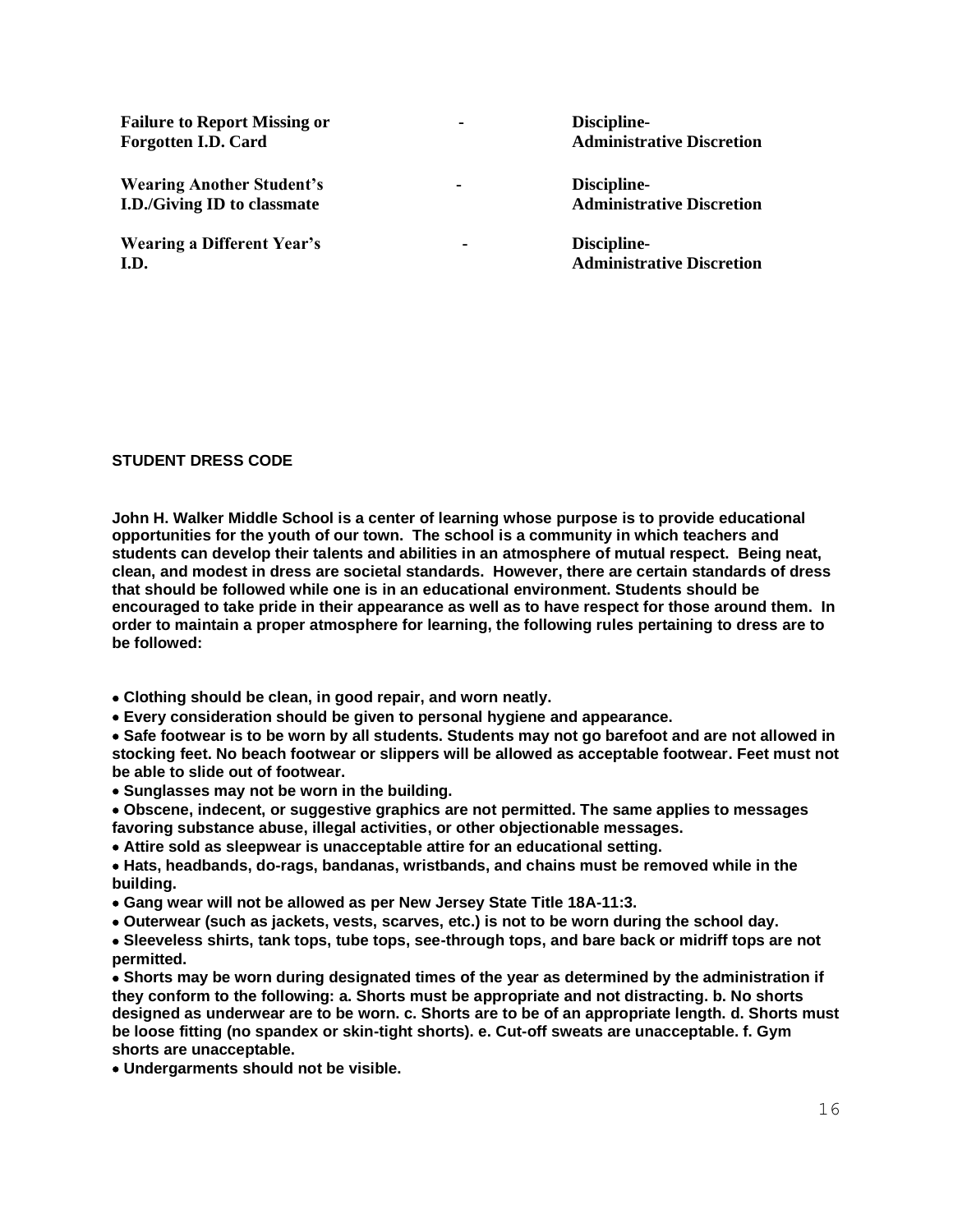| | | |
|---|---|---|
| **Failure to Report Missing or Forgotten I.D. Card** | **-** | **Discipline- Administrative Discretion** |
| **Wearing Another Student's I.D./Giving ID to classmate** | **-** | **Discipline- Administrative Discretion** |
| **Wearing a Different Year's I.D.** | **-** | **Discipline- Administrative Discretion** |

## STUDENT DRESS CODE

**John H. Walker Middle School is a center of learning whose purpose is to provide educational opportunities for the youth of our town. The school is a community in which teachers and students can develop their talents and abilities in an atmosphere of mutual respect. Being neat, clean, and modest in dress are societal standards. However, there are certain standards of dress that should be followed while one is in an educational environment. Students should be encouraged to take pride in their appearance as well as to have respect for those around them. In order to maintain a proper atmosphere for learning, the following rules pertaining to dress are to be followed:**

- **Clothing should be clean, in good repair, and worn neatly.**
- **Every consideration should be given to personal hygiene and appearance.**
- **Safe footwear is to be worn by all students. Students may not go barefoot and are not allowed in stocking feet. No beach footwear or slippers will be allowed as acceptable footwear. Feet must not be able to slide out of footwear.**
- **Sunglasses may not be worn in the building.**
- **Obscene, indecent, or suggestive graphics are not permitted. The same applies to messages favoring substance abuse, illegal activities, or other objectionable messages.**
- **Attire sold as sleepwear is unacceptable attire for an educational setting.**
- **Hats, headbands, do-rags, bandanas, wristbands, and chains must be removed while in the building.**
- **Gang wear will not be allowed as per New Jersey State Title 18A-11:3.**
- **Outerwear (such as jackets, vests, scarves, etc.) is not to be worn during the school day.**
- **Sleeveless shirts, tank tops, tube tops, see-through tops, and bare back or midriff tops are not permitted.**
- **Shorts may be worn during designated times of the year as determined by the administration if they conform to the following: a. Shorts must be appropriate and not distracting. b. No shorts designed as underwear are to be worn. c. Shorts are to be of an appropriate length. d. Shorts must be loose fitting (no spandex or skin-tight shorts). e. Cut-off sweats are unacceptable. f. Gym shorts are unacceptable.**
- **Undergarments should not be visible.**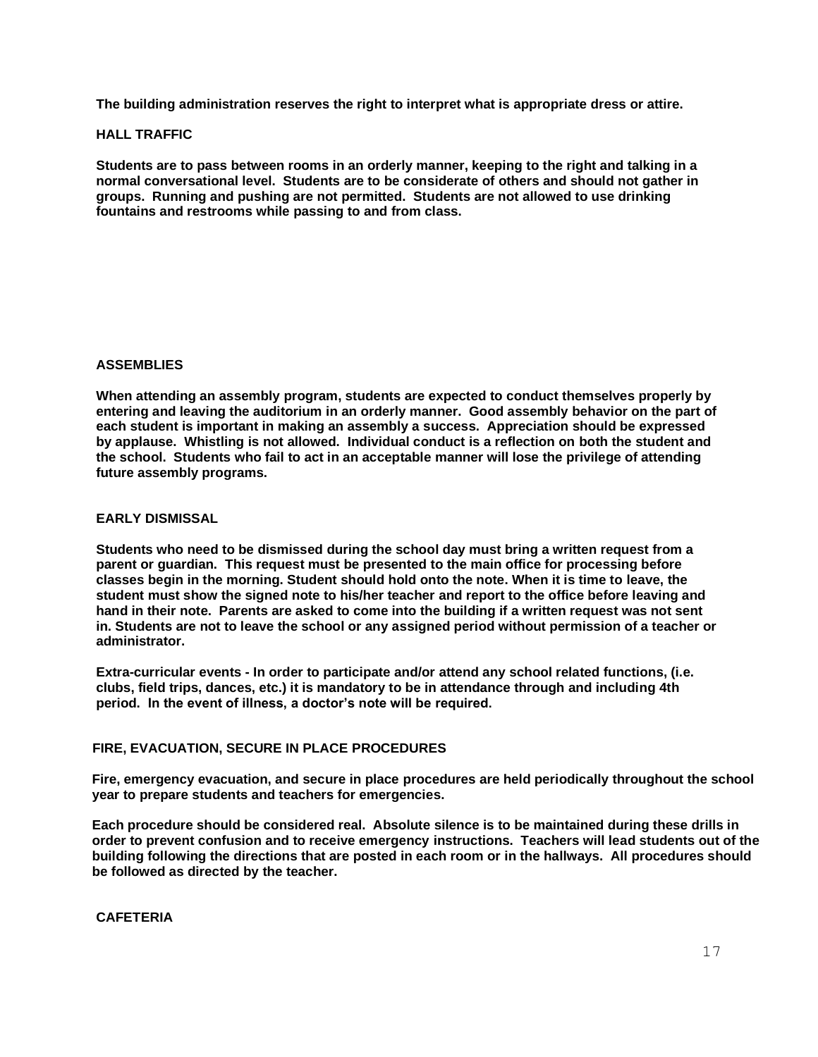**The building administration reserves the right to interpret what is appropriate dress or attire.**

## HALL TRAFFIC

**Students are to pass between rooms in an orderly manner, keeping to the right and talking in a normal conversational level. Students are to be considerate of others and should not gather in groups. Running and pushing are not permitted. Students are not allowed to use drinking fountains and restrooms while passing to and from class.**

## ASSEMBLIES

**When attending an assembly program, students are expected to conduct themselves properly by entering and leaving the auditorium in an orderly manner. Good assembly behavior on the part of each student is important in making an assembly a success. Appreciation should be expressed by applause. Whistling is not allowed. Individual conduct is a reflection on both the student and the school. Students who fail to act in an acceptable manner will lose the privilege of attending future assembly programs.**

## EARLY DISMISSAL

**Students who need to be dismissed during the school day must bring a written request from a parent or guardian. This request must be presented to the main office for processing before classes begin in the morning. Student should hold onto the note. When it is time to leave, the student must show the signed note to his/her teacher and report to the office before leaving and hand in their note. Parents are asked to come into the building if a written request was not sent in. Students are not to leave the school or any assigned period without permission of a teacher or administrator.**

**Extra-curricular events - In order to participate and/or attend any school related functions, (i.e. clubs, field trips, dances, etc.) it is mandatory to be in attendance through and including 4th period. In the event of illness, a doctor's note will be required.**

## FIRE, EVACUATION, SECURE IN PLACE PROCEDURES

**Fire, emergency evacuation, and secure in place procedures are held periodically throughout the school year to prepare students and teachers for emergencies.**

**Each procedure should be considered real. Absolute silence is to be maintained during these drills in order to prevent confusion and to receive emergency instructions. Teachers will lead students out of the building following the directions that are posted in each room or in the hallways. All procedures should be followed as directed by the teacher.**

## CAFETERIA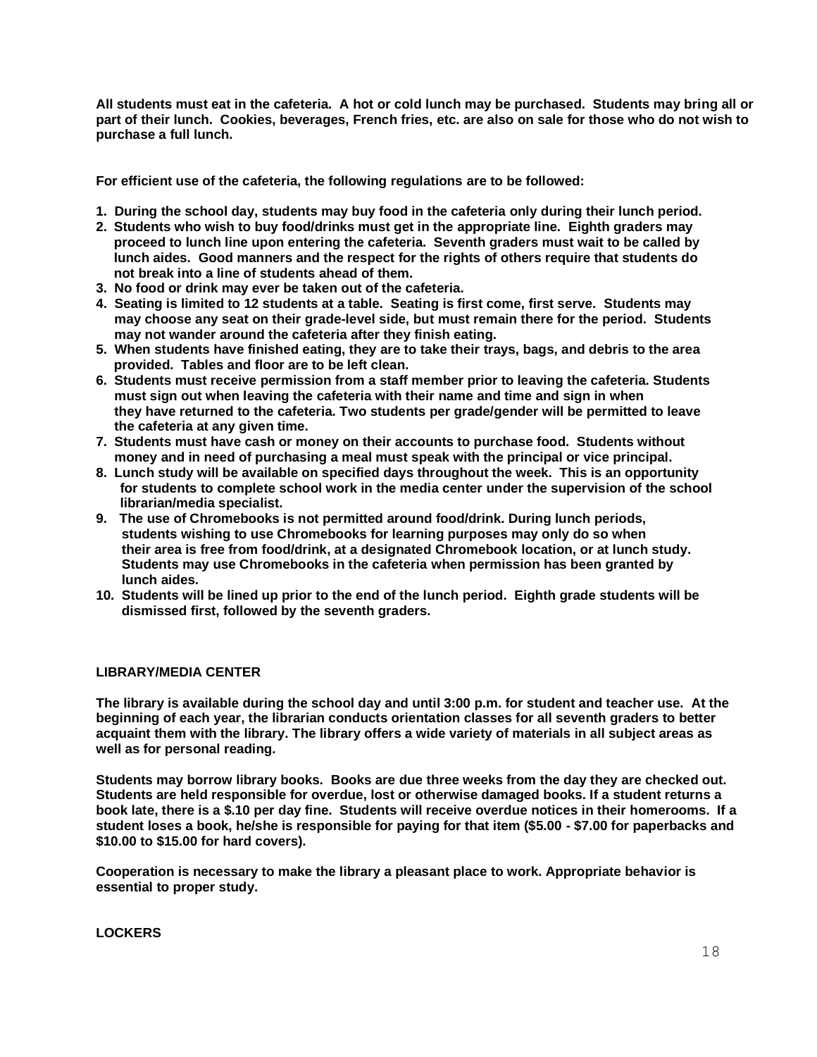**All students must eat in the cafeteria. A hot or cold lunch may be purchased. Students may bring all or part of their lunch. Cookies, beverages, French fries, etc. are also on sale for those who do not wish to purchase a full lunch.**

**For efficient use of the cafeteria, the following regulations are to be followed:**

1. **During the school day, students may buy food in the cafeteria only during their lunch period.**
2. **Students who wish to buy food/drinks must get in the appropriate line. Eighth graders may proceed to lunch line upon entering the cafeteria. Seventh graders must wait to be called by lunch aides. Good manners and the respect for the rights of others require that students do not break into a line of students ahead of them.**
3. **No food or drink may ever be taken out of the cafeteria.**
4. **Seating is limited to 12 students at a table. Seating is first come, first serve. Students may may choose any seat on their grade-level side, but must remain there for the period. Students may not wander around the cafeteria after they finish eating.**
5. **When students have finished eating, they are to take their trays, bags, and debris to the area provided. Tables and floor are to be left clean.**
6. **Students must receive permission from a staff member prior to leaving the cafeteria. Students must sign out when leaving the cafeteria with their name and time and sign in when they have returned to the cafeteria. Two students per grade/gender will be permitted to leave the cafeteria at any given time.**
7. **Students must have cash or money on their accounts to purchase food. Students without money and in need of purchasing a meal must speak with the principal or vice principal.**
8. **Lunch study will be available on specified days throughout the week. This is an opportunity for students to complete school work in the media center under the supervision of the school librarian/media specialist.**
9. **The use of Chromebooks is not permitted around food/drink. During lunch periods, students wishing to use Chromebooks for learning purposes may only do so when their area is free from food/drink, at a designated Chromebook location, or at lunch study. Students may use Chromebooks in the cafeteria when permission has been granted by lunch aides.**
10. **Students will be lined up prior to the end of the lunch period. Eighth grade students will be dismissed first, followed by the seventh graders.**

## LIBRARY/MEDIA CENTER

**The library is available during the school day and until 3:00 p.m. for student and teacher use. At the beginning of each year, the librarian conducts orientation classes for all seventh graders to better acquaint them with the library. The library offers a wide variety of materials in all subject areas as well as for personal reading.**

**Students may borrow library books. Books are due three weeks from the day they are checked out. Students are held responsible for overdue, lost or otherwise damaged books. If a student returns a book late, there is a $.10 per day fine. Students will receive overdue notices in their homerooms. If a student loses a book, he/she is responsible for paying for that item ($5.00 - $7.00 for paperbacks and $10.00 to $15.00 for hard covers).**

**Cooperation is necessary to make the library a pleasant place to work. Appropriate behavior is essential to proper study.**

## LOCKERS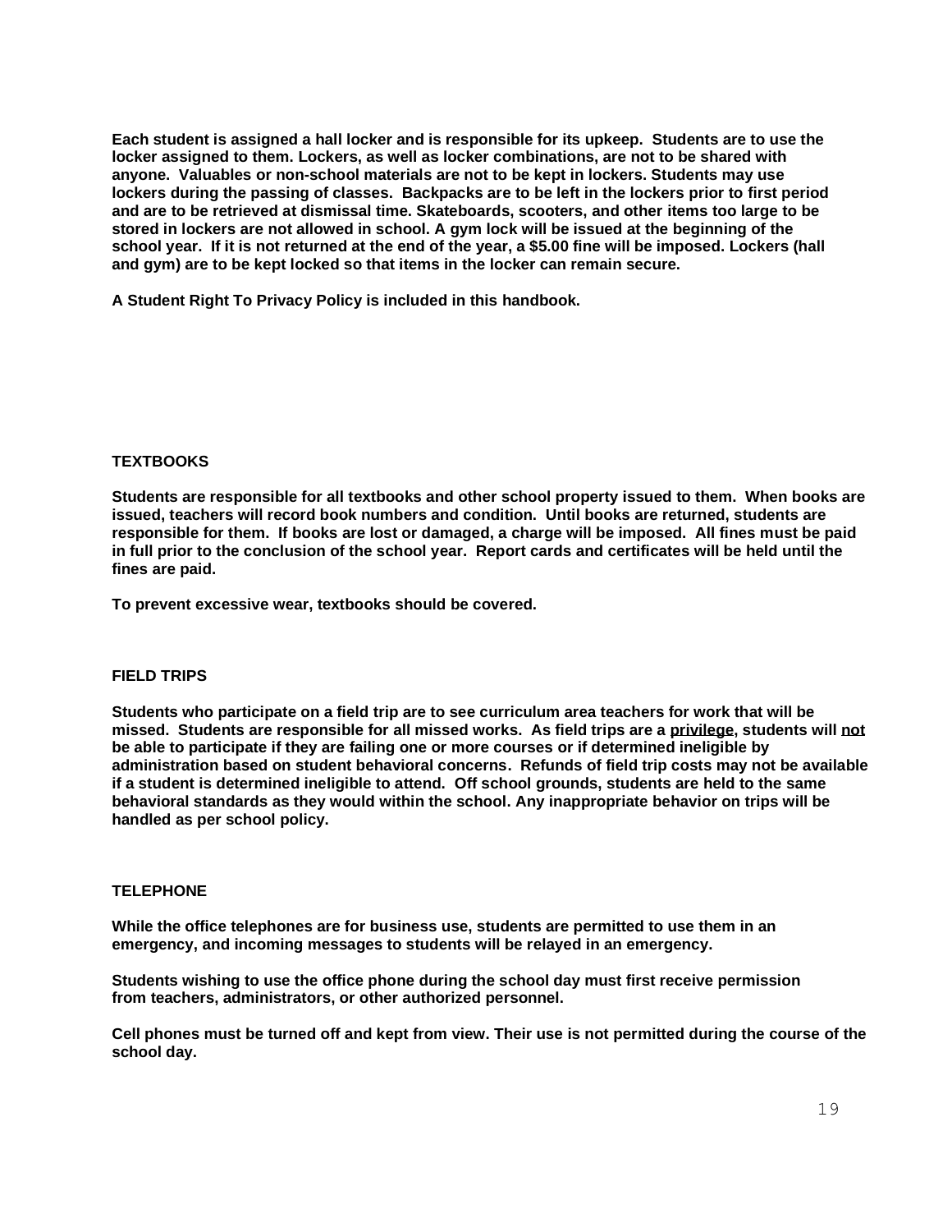**Each student is assigned a hall locker and is responsible for its upkeep. Students are to use the locker assigned to them. Lockers, as well as locker combinations, are not to be shared with anyone. Valuables or non-school materials are not to be kept in lockers. Students may use lockers during the passing of classes. Backpacks are to be left in the lockers prior to first period and are to be retrieved at dismissal time. Skateboards, scooters, and other items too large to be stored in lockers are not allowed in school. A gym lock will be issued at the beginning of the school year. If it is not returned at the end of the year, a $5.00 fine will be imposed. Lockers (hall and gym) are to be kept locked so that items in the locker can remain secure.**

**A Student Right To Privacy Policy is included in this handbook.**

## TEXTBOOKS

**Students are responsible for all textbooks and other school property issued to them. When books are issued, teachers will record book numbers and condition. Until books are returned, students are responsible for them. If books are lost or damaged, a charge will be imposed. All fines must be paid in full prior to the conclusion of the school year. Report cards and certificates will be held until the fines are paid.**

**To prevent excessive wear, textbooks should be covered.**

## FIELD TRIPS

**Students who participate on a field trip are to see curriculum area teachers for work that will be missed. Students are responsible for all missed works. As field trips are a <u>privilege</u>, students will <u>not</u> be able to participate if they are failing one or more courses or if determined ineligible by administration based on student behavioral concerns. Refunds of field trip costs may not be available if a student is determined ineligible to attend. Off school grounds, students are held to the same behavioral standards as they would within the school. Any inappropriate behavior on trips will be handled as per school policy.**

## TELEPHONE

**While the office telephones are for business use, students are permitted to use them in an emergency, and incoming messages to students will be relayed in an emergency.**

**Students wishing to use the office phone during the school day must first receive permission from teachers, administrators, or other authorized personnel.**

**Cell phones must be turned off and kept from view. Their use is not permitted during the course of the school day.**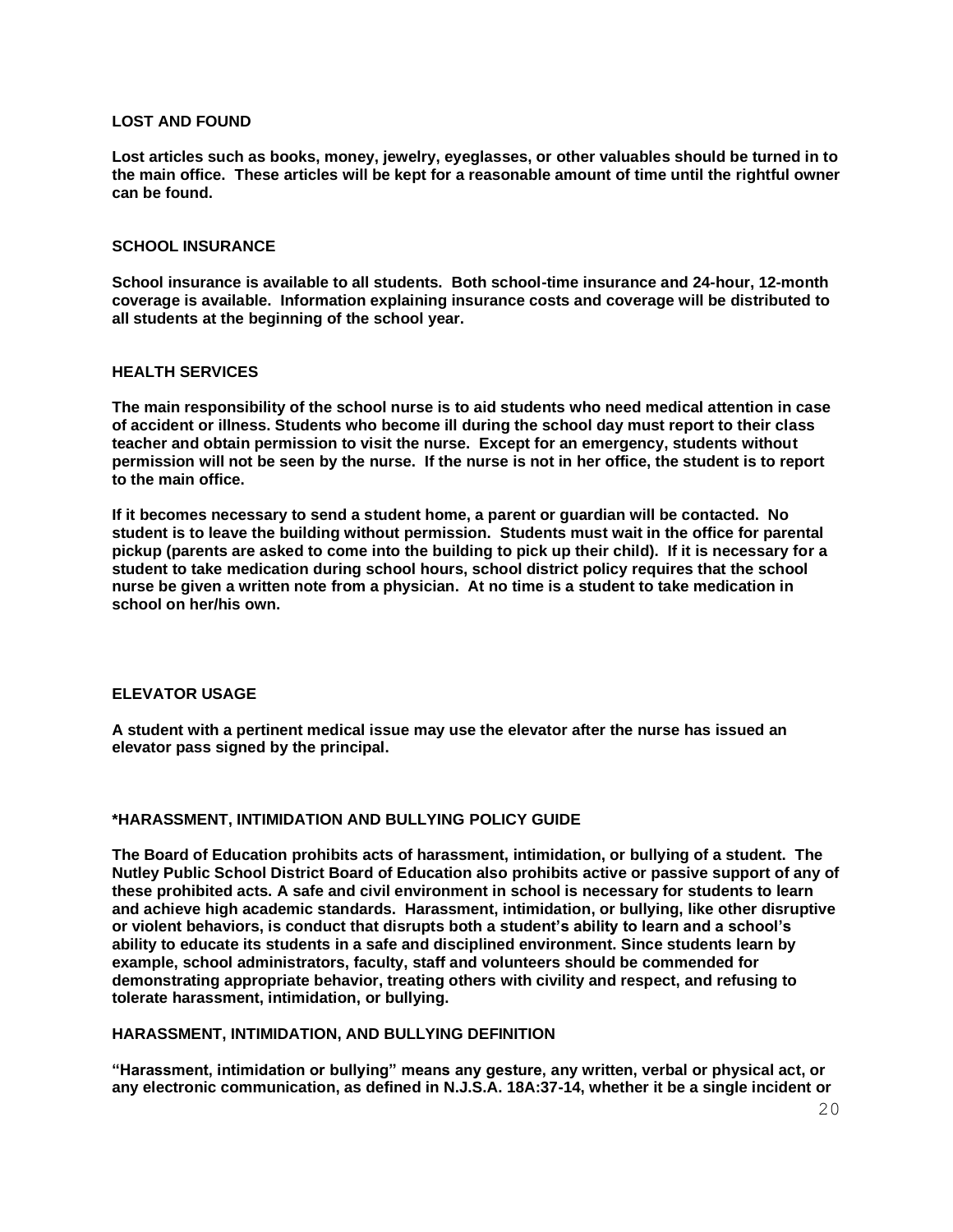## LOST AND FOUND

**Lost articles such as books, money, jewelry, eyeglasses, or other valuables should be turned in to the main office. These articles will be kept for a reasonable amount of time until the rightful owner can be found.**

## SCHOOL INSURANCE

**School insurance is available to all students. Both school-time insurance and 24-hour, 12-month coverage is available. Information explaining insurance costs and coverage will be distributed to all students at the beginning of the school year.**

## HEALTH SERVICES

**The main responsibility of the school nurse is to aid students who need medical attention in case of accident or illness. Students who become ill during the school day must report to their class teacher and obtain permission to visit the nurse. Except for an emergency, students without permission will not be seen by the nurse. If the nurse is not in her office, the student is to report to the main office.**

**If it becomes necessary to send a student home, a parent or guardian will be contacted. No student is to leave the building without permission. Students must wait in the office for parental pickup (parents are asked to come into the building to pick up their child). If it is necessary for a student to take medication during school hours, school district policy requires that the school nurse be given a written note from a physician. At no time is a student to take medication in school on her/his own.**

## ELEVATOR USAGE

**A student with a pertinent medical issue may use the elevator after the nurse has issued an elevator pass signed by the principal.**

## *HARASSMENT, INTIMIDATION AND BULLYING POLICY GUIDE

**The Board of Education prohibits acts of harassment, intimidation, or bullying of a student. The Nutley Public School District Board of Education also prohibits active or passive support of any of these prohibited acts. A safe and civil environment in school is necessary for students to learn and achieve high academic standards. Harassment, intimidation, or bullying, like other disruptive or violent behaviors, is conduct that disrupts both a student's ability to learn and a school's ability to educate its students in a safe and disciplined environment. Since students learn by example, school administrators, faculty, staff and volunteers should be commended for demonstrating appropriate behavior, treating others with civility and respect, and refusing to tolerate harassment, intimidation, or bullying.**

## HARASSMENT, INTIMIDATION, AND BULLYING DEFINITION

**"Harassment, intimidation or bullying" means any gesture, any written, verbal or physical act, or any electronic communication, as defined in N.J.S.A. 18A:37-14, whether it be a single incident or**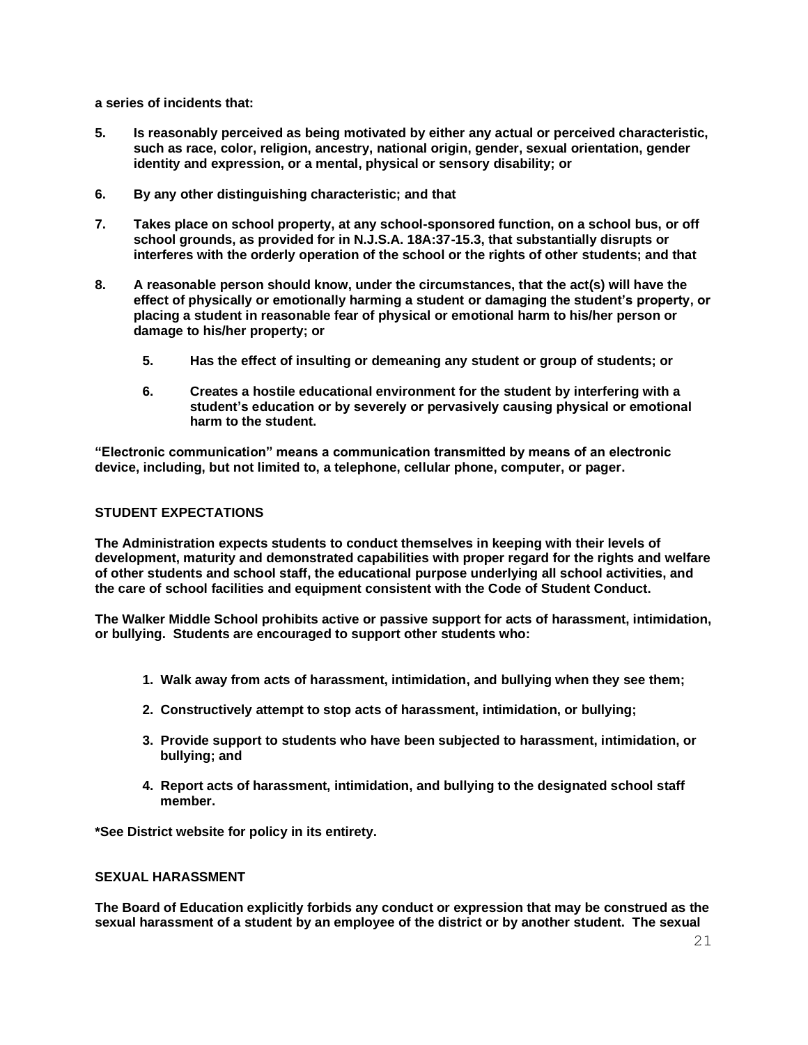**a series of incidents that:**

5. **Is reasonably perceived as being motivated by either any actual or perceived characteristic, such as race, color, religion, ancestry, national origin, gender, sexual orientation, gender identity and expression, or a mental, physical or sensory disability; or**

6. **By any other distinguishing characteristic; and that**

7. **Takes place on school property, at any school-sponsored function, on a school bus, or off school grounds, as provided for in N.J.S.A. 18A:37-15.3, that substantially disrupts or interferes with the orderly operation of the school or the rights of other students; and that**

8. **A reasonable person should know, under the circumstances, that the act(s) will have the effect of physically or emotionally harming a student or damaging the student's property, or placing a student in reasonable fear of physical or emotional harm to his/her person or damage to his/her property; or**

    5. **Has the effect of insulting or demeaning any student or group of students; or**

    6. **Creates a hostile educational environment for the student by interfering with a student's education or by severely or pervasively causing physical or emotional harm to the student.**

**"Electronic communication" means a communication transmitted by means of an electronic device, including, but not limited to, a telephone, cellular phone, computer, or pager.**

## STUDENT EXPECTATIONS

**The Administration expects students to conduct themselves in keeping with their levels of development, maturity and demonstrated capabilities with proper regard for the rights and welfare of other students and school staff, the educational purpose underlying all school activities, and the care of school facilities and equipment consistent with the Code of Student Conduct.**

**The Walker Middle School prohibits active or passive support for acts of harassment, intimidation, or bullying. Students are encouraged to support other students who:**

1. **Walk away from acts of harassment, intimidation, and bullying when they see them;**

2. **Constructively attempt to stop acts of harassment, intimidation, or bullying;**

3. **Provide support to students who have been subjected to harassment, intimidation, or bullying; and**

4. **Report acts of harassment, intimidation, and bullying to the designated school staff member.**

**\*See District website for policy in its entirety.**

## SEXUAL HARASSMENT

**The Board of Education explicitly forbids any conduct or expression that may be construed as the sexual harassment of a student by an employee of the district or by another student. The sexual**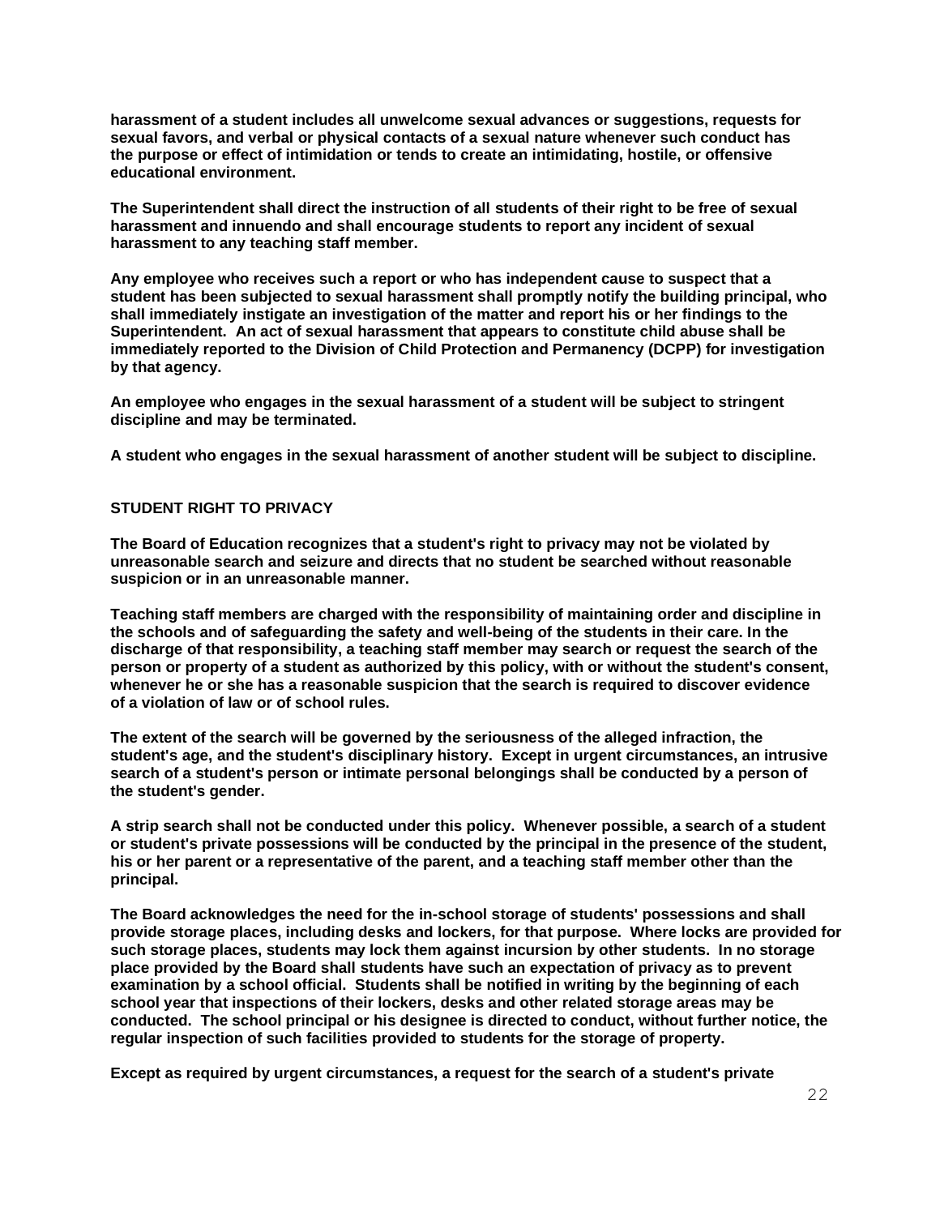**harassment of a student includes all unwelcome sexual advances or suggestions, requests for sexual favors, and verbal or physical contacts of a sexual nature whenever such conduct has the purpose or effect of intimidation or tends to create an intimidating, hostile, or offensive educational environment.**

**The Superintendent shall direct the instruction of all students of their right to be free of sexual harassment and innuendo and shall encourage students to report any incident of sexual harassment to any teaching staff member.**

**Any employee who receives such a report or who has independent cause to suspect that a student has been subjected to sexual harassment shall promptly notify the building principal, who shall immediately instigate an investigation of the matter and report his or her findings to the Superintendent. An act of sexual harassment that appears to constitute child abuse shall be immediately reported to the Division of Child Protection and Permanency (DCPP) for investigation by that agency.**

**An employee who engages in the sexual harassment of a student will be subject to stringent discipline and may be terminated.**

**A student who engages in the sexual harassment of another student will be subject to discipline.**

## STUDENT RIGHT TO PRIVACY

**The Board of Education recognizes that a student's right to privacy may not be violated by unreasonable search and seizure and directs that no student be searched without reasonable suspicion or in an unreasonable manner.**

**Teaching staff members are charged with the responsibility of maintaining order and discipline in the schools and of safeguarding the safety and well-being of the students in their care. In the discharge of that responsibility, a teaching staff member may search or request the search of the person or property of a student as authorized by this policy, with or without the student's consent, whenever he or she has a reasonable suspicion that the search is required to discover evidence of a violation of law or of school rules.**

**The extent of the search will be governed by the seriousness of the alleged infraction, the student's age, and the student's disciplinary history. Except in urgent circumstances, an intrusive search of a student's person or intimate personal belongings shall be conducted by a person of the student's gender.**

**A strip search shall not be conducted under this policy. Whenever possible, a search of a student or student's private possessions will be conducted by the principal in the presence of the student, his or her parent or a representative of the parent, and a teaching staff member other than the principal.**

**The Board acknowledges the need for the in-school storage of students' possessions and shall provide storage places, including desks and lockers, for that purpose. Where locks are provided for such storage places, students may lock them against incursion by other students. In no storage place provided by the Board shall students have such an expectation of privacy as to prevent examination by a school official. Students shall be notified in writing by the beginning of each school year that inspections of their lockers, desks and other related storage areas may be conducted. The school principal or his designee is directed to conduct, without further notice, the regular inspection of such facilities provided to students for the storage of property.**

**Except as required by urgent circumstances, a request for the search of a student's private**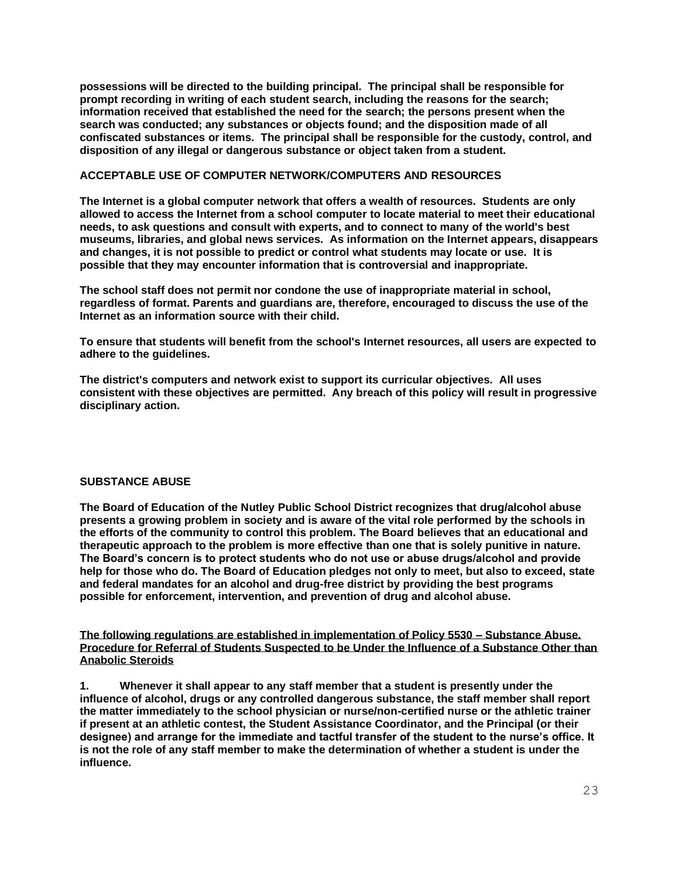**possessions will be directed to the building principal. The principal shall be responsible for prompt recording in writing of each student search, including the reasons for the search; information received that established the need for the search; the persons present when the search was conducted; any substances or objects found; and the disposition made of all confiscated substances or items. The principal shall be responsible for the custody, control, and disposition of any illegal or dangerous substance or object taken from a student.**

## ACCEPTABLE USE OF COMPUTER NETWORK/COMPUTERS AND RESOURCES

**The Internet is a global computer network that offers a wealth of resources. Students are only allowed to access the Internet from a school computer to locate material to meet their educational needs, to ask questions and consult with experts, and to connect to many of the world's best museums, libraries, and global news services. As information on the Internet appears, disappears and changes, it is not possible to predict or control what students may locate or use. It is possible that they may encounter information that is controversial and inappropriate.**

**The school staff does not permit nor condone the use of inappropriate material in school, regardless of format. Parents and guardians are, therefore, encouraged to discuss the use of the Internet as an information source with their child.**

**To ensure that students will benefit from the school's Internet resources, all users are expected to adhere to the guidelines.**

**The district's computers and network exist to support its curricular objectives. All uses consistent with these objectives are permitted. Any breach of this policy will result in progressive disciplinary action.**

## SUBSTANCE ABUSE

**The Board of Education of the Nutley Public School District recognizes that drug/alcohol abuse presents a growing problem in society and is aware of the vital role performed by the schools in the efforts of the community to control this problem. The Board believes that an educational and therapeutic approach to the problem is more effective than one that is solely punitive in nature. The Board's concern is to protect students who do not use or abuse drugs/alcohol and provide help for those who do. The Board of Education pledges not only to meet, but also to exceed, state and federal mandates for an alcohol and drug-free district by providing the best programs possible for enforcement, intervention, and prevention of drug and alcohol abuse.**

**<u>The following regulations are established in implementation of Policy 5530 – Substance Abuse. Procedure for Referral of Students Suspected to be Under the Influence of a Substance Other than Anabolic Steroids</u>**

**1. Whenever it shall appear to any staff member that a student is presently under the influence of alcohol, drugs or any controlled dangerous substance, the staff member shall report the matter immediately to the school physician or nurse/non-certified nurse or the athletic trainer if present at an athletic contest, the Student Assistance Coordinator, and the Principal (or their designee) and arrange for the immediate and tactful transfer of the student to the nurse's office. It is not the role of any staff member to make the determination of whether a student is under the influence.**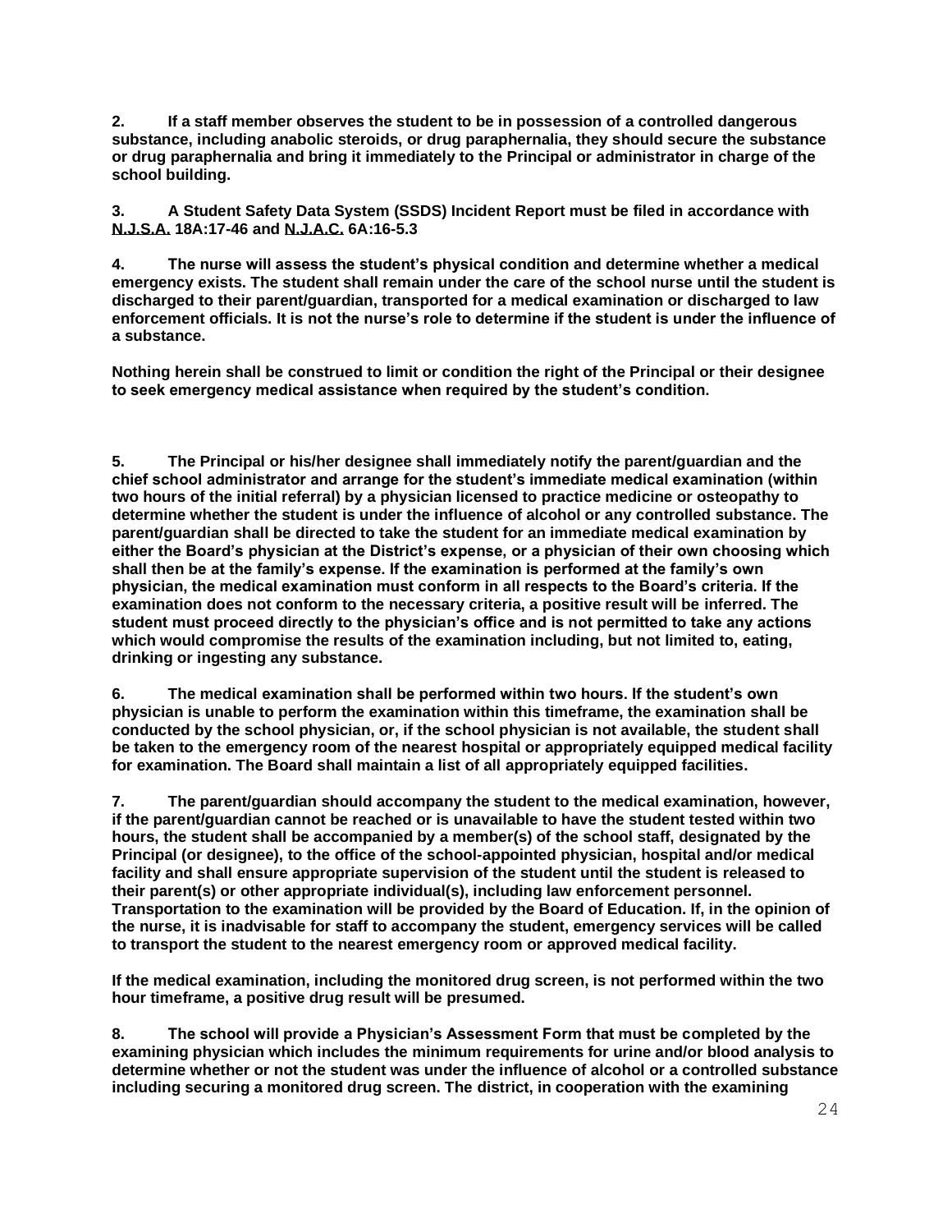**2. If a staff member observes the student to be in possession of a controlled dangerous substance, including anabolic steroids, or drug paraphernalia, they should secure the substance or drug paraphernalia and bring it immediately to the Principal or administrator in charge of the school building.**

**3. A Student Safety Data System (SSDS) Incident Report must be filed in accordance with N.J.S.A. 18A:17-46 and N.J.A.C. 6A:16-5.3**

**4. The nurse will assess the student's physical condition and determine whether a medical emergency exists. The student shall remain under the care of the school nurse until the student is discharged to their parent/guardian, transported for a medical examination or discharged to law enforcement officials. It is not the nurse's role to determine if the student is under the influence of a substance.**

**Nothing herein shall be construed to limit or condition the right of the Principal or their designee to seek emergency medical assistance when required by the student's condition.**

**5. The Principal or his/her designee shall immediately notify the parent/guardian and the chief school administrator and arrange for the student's immediate medical examination (within two hours of the initial referral) by a physician licensed to practice medicine or osteopathy to determine whether the student is under the influence of alcohol or any controlled substance. The parent/guardian shall be directed to take the student for an immediate medical examination by either the Board's physician at the District's expense, or a physician of their own choosing which shall then be at the family's expense. If the examination is performed at the family's own physician, the medical examination must conform in all respects to the Board's criteria. If the examination does not conform to the necessary criteria, a positive result will be inferred. The student must proceed directly to the physician's office and is not permitted to take any actions which would compromise the results of the examination including, but not limited to, eating, drinking or ingesting any substance.**

**6. The medical examination shall be performed within two hours. If the student's own physician is unable to perform the examination within this timeframe, the examination shall be conducted by the school physician, or, if the school physician is not available, the student shall be taken to the emergency room of the nearest hospital or appropriately equipped medical facility for examination. The Board shall maintain a list of all appropriately equipped facilities.**

**7. The parent/guardian should accompany the student to the medical examination, however, if the parent/guardian cannot be reached or is unavailable to have the student tested within two hours, the student shall be accompanied by a member(s) of the school staff, designated by the Principal (or designee), to the office of the school-appointed physician, hospital and/or medical facility and shall ensure appropriate supervision of the student until the student is released to their parent(s) or other appropriate individual(s), including law enforcement personnel. Transportation to the examination will be provided by the Board of Education. If, in the opinion of the nurse, it is inadvisable for staff to accompany the student, emergency services will be called to transport the student to the nearest emergency room or approved medical facility.**

**If the medical examination, including the monitored drug screen, is not performed within the two hour timeframe, a positive drug result will be presumed.**

**8. The school will provide a Physician's Assessment Form that must be completed by the examining physician which includes the minimum requirements for urine and/or blood analysis to determine whether or not the student was under the influence of alcohol or a controlled substance including securing a monitored drug screen. The district, in cooperation with the examining**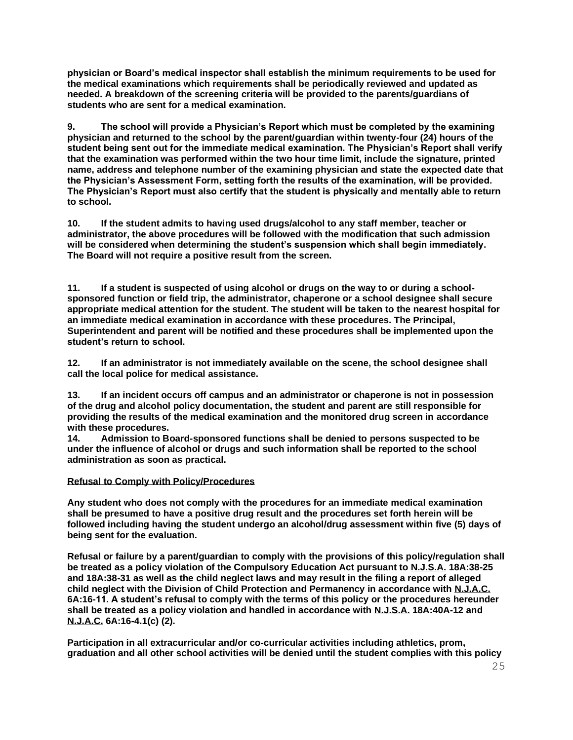**physician or Board's medical inspector shall establish the minimum requirements to be used for the medical examinations which requirements shall be periodically reviewed and updated as needed. A breakdown of the screening criteria will be provided to the parents/guardians of students who are sent for a medical examination.**

**9. The school will provide a Physician's Report which must be completed by the examining physician and returned to the school by the parent/guardian within twenty-four (24) hours of the student being sent out for the immediate medical examination. The Physician's Report shall verify that the examination was performed within the two hour time limit, include the signature, printed name, address and telephone number of the examining physician and state the expected date that the Physician's Assessment Form, setting forth the results of the examination, will be provided. The Physician's Report must also certify that the student is physically and mentally able to return to school.**

**10. If the student admits to having used drugs/alcohol to any staff member, teacher or administrator, the above procedures will be followed with the modification that such admission will be considered when determining the student's suspension which shall begin immediately. The Board will not require a positive result from the screen.**

**11. If a student is suspected of using alcohol or drugs on the way to or during a school-sponsored function or field trip, the administrator, chaperone or a school designee shall secure appropriate medical attention for the student. The student will be taken to the nearest hospital for an immediate medical examination in accordance with these procedures. The Principal, Superintendent and parent will be notified and these procedures shall be implemented upon the student's return to school.**

**12. If an administrator is not immediately available on the scene, the school designee shall call the local police for medical assistance.**

**13. If an incident occurs off campus and an administrator or chaperone is not in possession of the drug and alcohol policy documentation, the student and parent are still responsible for providing the results of the medical examination and the monitored drug screen in accordance with these procedures.**

**14. Admission to Board-sponsored functions shall be denied to persons suspected to be under the influence of alcohol or drugs and such information shall be reported to the school administration as soon as practical.**

**<u>Refusal to Comply with Policy/Procedures</u>**

**Any student who does not comply with the procedures for an immediate medical examination shall be presumed to have a positive drug result and the procedures set forth herein will be followed including having the student undergo an alcohol/drug assessment within five (5) days of being sent for the evaluation.**

**Refusal or failure by a parent/guardian to comply with the provisions of this policy/regulation shall be treated as a policy violation of the Compulsory Education Act pursuant to <u>N.J.S.A.</u> 18A:38-25 and 18A:38-31 as well as the child neglect laws and may result in the filing a report of alleged child neglect with the Division of Child Protection and Permanency in accordance with <u>N.J.A.C.</u> 6A:16-11. A student's refusal to comply with the terms of this policy or the procedures hereunder shall be treated as a policy violation and handled in accordance with <u>N.J.S.A.</u> 18A:40A-12 and <u>N.J.A.C.</u> 6A:16-4.1(c) (2).**

**Participation in all extracurricular and/or co-curricular activities including athletics, prom, graduation and all other school activities will be denied until the student complies with this policy**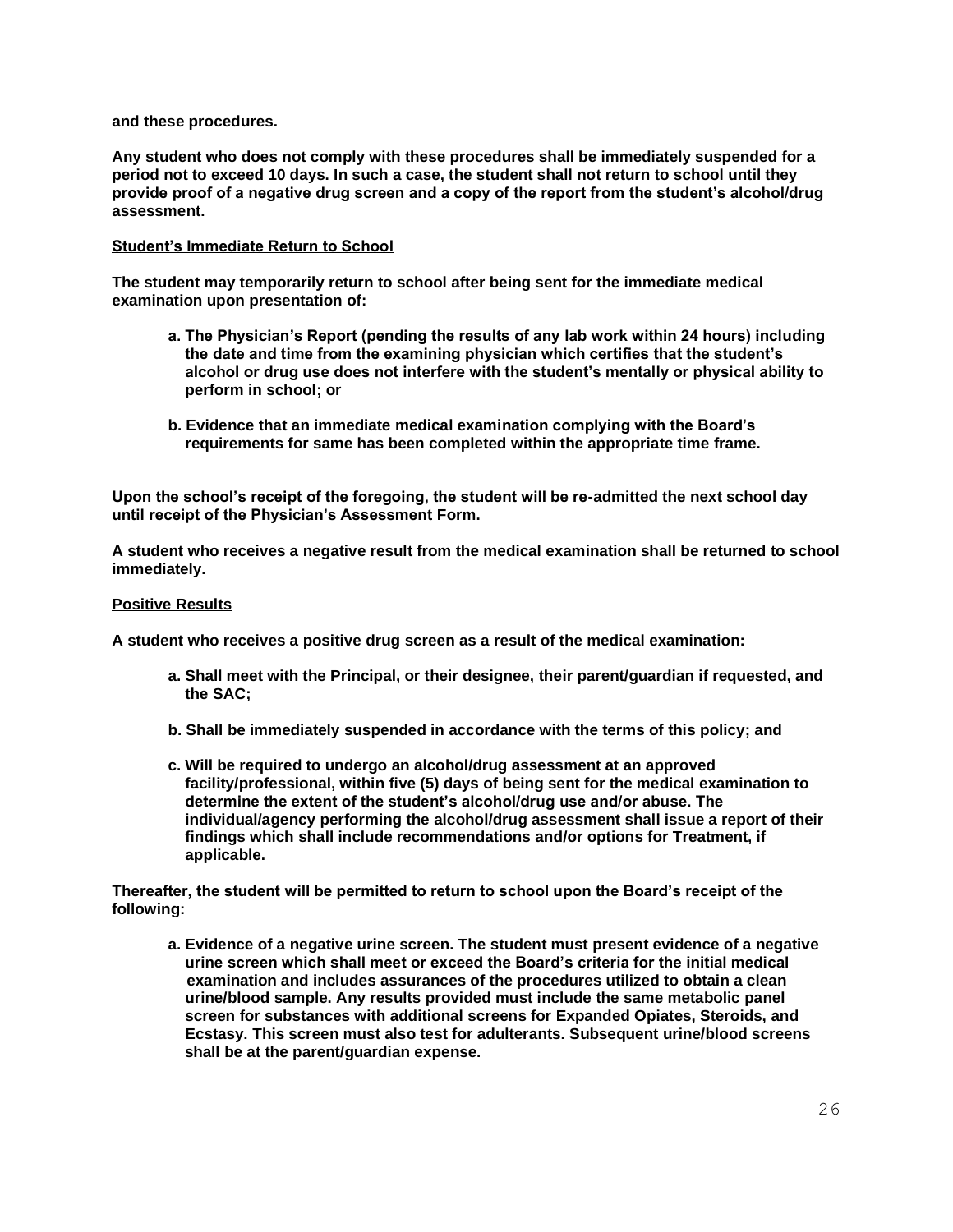**and these procedures.**

**Any student who does not comply with these procedures shall be immediately suspended for a period not to exceed 10 days. In such a case, the student shall not return to school until they provide proof of a negative drug screen and a copy of the report from the student's alcohol/drug assessment.**

**<u>Student's Immediate Return to School</u>**

**The student may temporarily return to school after being sent for the immediate medical examination upon presentation of:**

- **a. The Physician's Report (pending the results of any lab work within 24 hours) including the date and time from the examining physician which certifies that the student's alcohol or drug use does not interfere with the student's mentally or physical ability to perform in school; or**

- **b. Evidence that an immediate medical examination complying with the Board's requirements for same has been completed within the appropriate time frame.**

**Upon the school's receipt of the foregoing, the student will be re-admitted the next school day until receipt of the Physician's Assessment Form.**

**A student who receives a negative result from the medical examination shall be returned to school immediately.**

**<u>Positive Results</u>**

**A student who receives a positive drug screen as a result of the medical examination:**

- **a. Shall meet with the Principal, or their designee, their parent/guardian if requested, and the SAC;**

- **b. Shall be immediately suspended in accordance with the terms of this policy; and**

- **c. Will be required to undergo an alcohol/drug assessment at an approved facility/professional, within five (5) days of being sent for the medical examination to determine the extent of the student's alcohol/drug use and/or abuse. The individual/agency performing the alcohol/drug assessment shall issue a report of their findings which shall include recommendations and/or options for Treatment, if applicable.**

**Thereafter, the student will be permitted to return to school upon the Board's receipt of the following:**

- **a. Evidence of a negative urine screen. The student must present evidence of a negative urine screen which shall meet or exceed the Board's criteria for the initial medical examination and includes assurances of the procedures utilized to obtain a clean urine/blood sample. Any results provided must include the same metabolic panel screen for substances with additional screens for Expanded Opiates, Steroids, and Ecstasy. This screen must also test for adulterants. Subsequent urine/blood screens shall be at the parent/guardian expense.**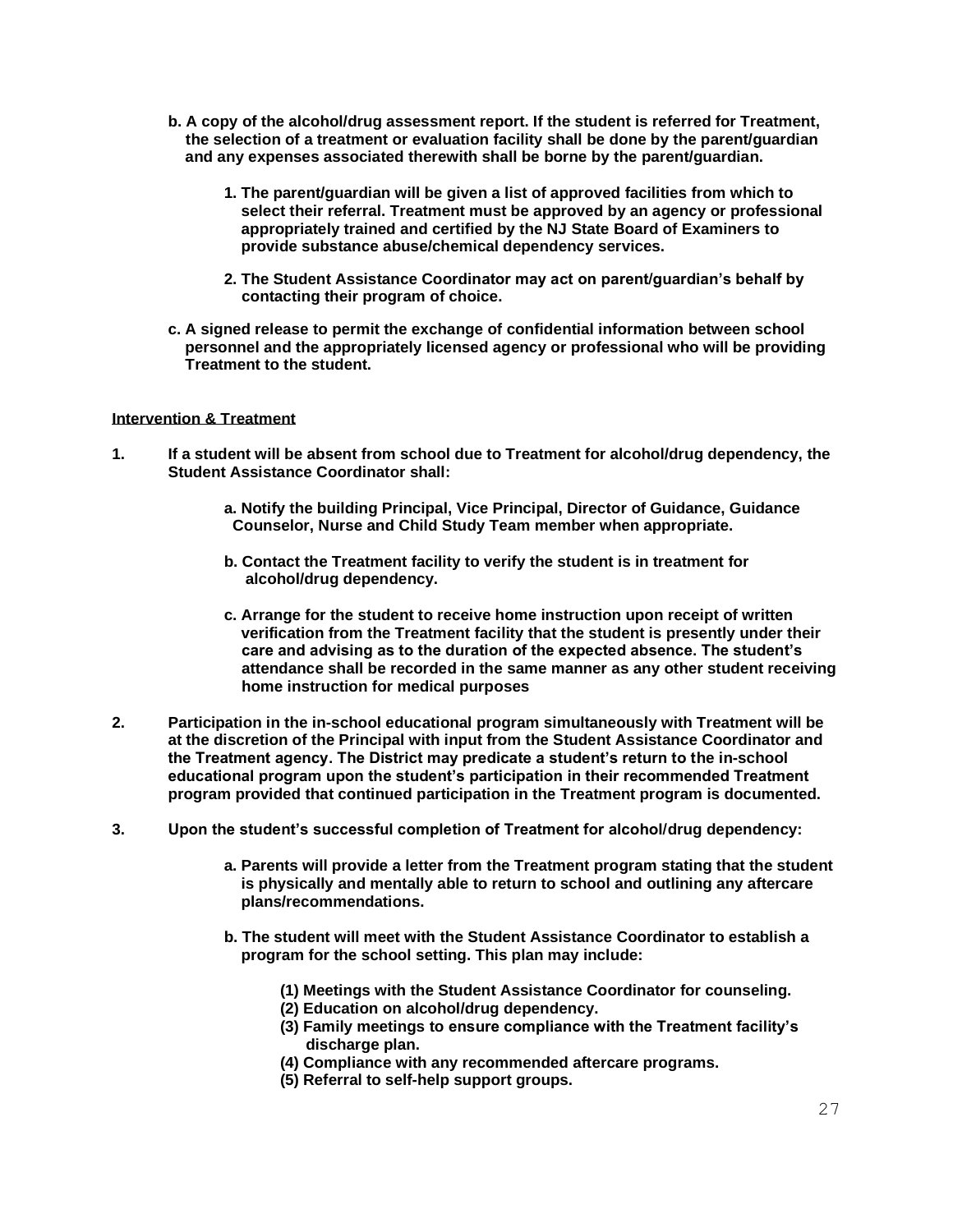**b. A copy of the alcohol/drug assessment report. If the student is referred for Treatment, the selection of a treatment or evaluation facility shall be done by the parent/guardian and any expenses associated therewith shall be borne by the parent/guardian.**

   **1. The parent/guardian will be given a list of approved facilities from which to select their referral. Treatment must be approved by an agency or professional appropriately trained and certified by the NJ State Board of Examiners to provide substance abuse/chemical dependency services.**

   **2. The Student Assistance Coordinator may act on parent/guardian's behalf by contacting their program of choice.**

**c. A signed release to permit the exchange of confidential information between school personnel and the appropriately licensed agency or professional who will be providing Treatment to the student.**

**Intervention & Treatment**

**1. If a student will be absent from school due to Treatment for alcohol/drug dependency, the Student Assistance Coordinator shall:**

   **a. Notify the building Principal, Vice Principal, Director of Guidance, Guidance Counselor, Nurse and Child Study Team member when appropriate.**

   **b. Contact the Treatment facility to verify the student is in treatment for alcohol/drug dependency.**

   **c. Arrange for the student to receive home instruction upon receipt of written verification from the Treatment facility that the student is presently under their care and advising as to the duration of the expected absence. The student's attendance shall be recorded in the same manner as any other student receiving home instruction for medical purposes**

**2. Participation in the in-school educational program simultaneously with Treatment will be at the discretion of the Principal with input from the Student Assistance Coordinator and the Treatment agency. The District may predicate a student's return to the in-school educational program upon the student's participation in their recommended Treatment program provided that continued participation in the Treatment program is documented.**

**3. Upon the student's successful completion of Treatment for alcohol/drug dependency:**

   **a. Parents will provide a letter from the Treatment program stating that the student is physically and mentally able to return to school and outlining any aftercare plans/recommendations.**

   **b. The student will meet with the Student Assistance Coordinator to establish a program for the school setting. This plan may include:**

      **(1) Meetings with the Student Assistance Coordinator for counseling.**
      **(2) Education on alcohol/drug dependency.**
      **(3) Family meetings to ensure compliance with the Treatment facility's discharge plan.**
      **(4) Compliance with any recommended aftercare programs.**
      **(5) Referral to self-help support groups.**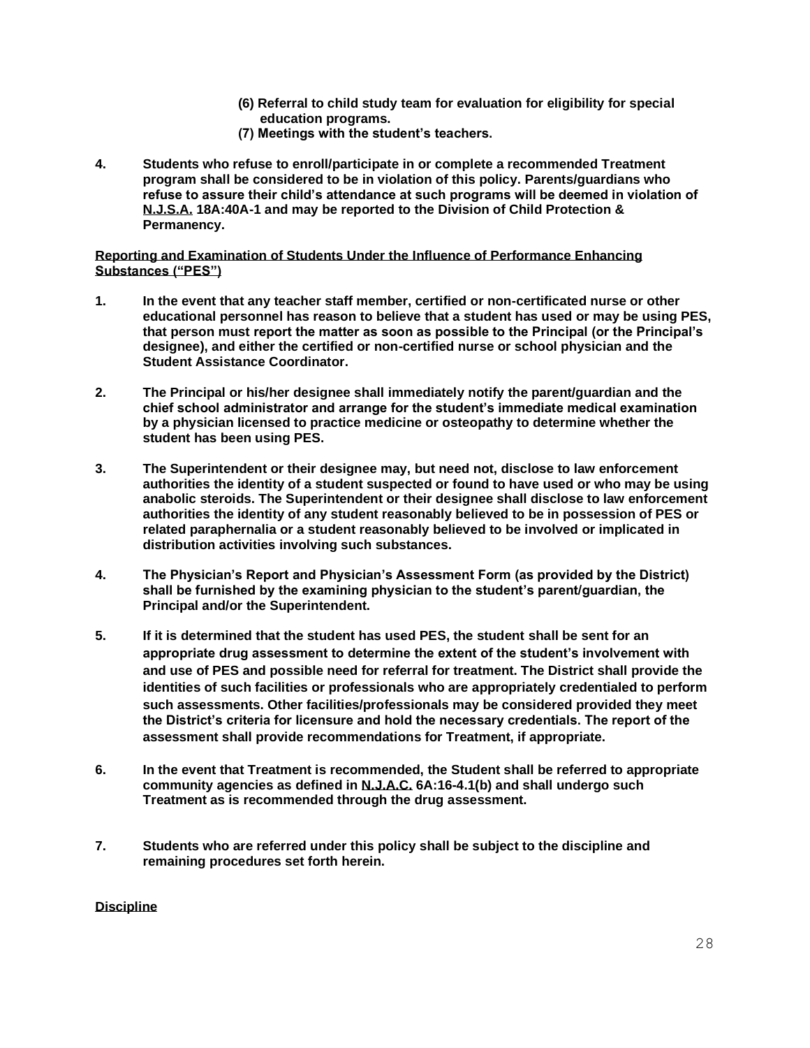**(6) Referral to child study team for evaluation for eligibility for special education programs.**

**(7) Meetings with the student's teachers.**

**4. Students who refuse to enroll/participate in or complete a recommended Treatment program shall be considered to be in violation of this policy. Parents/guardians who refuse to assure their child's attendance at such programs will be deemed in violation of N.J.S.A. 18A:40A-1 and may be reported to the Division of Child Protection & Permanency.**

**Reporting and Examination of Students Under the Influence of Performance Enhancing Substances ("PES")**

**1. In the event that any teacher staff member, certified or non-certificated nurse or other educational personnel has reason to believe that a student has used or may be using PES, that person must report the matter as soon as possible to the Principal (or the Principal's designee), and either the certified or non-certified nurse or school physician and the Student Assistance Coordinator.**

**2. The Principal or his/her designee shall immediately notify the parent/guardian and the chief school administrator and arrange for the student's immediate medical examination by a physician licensed to practice medicine or osteopathy to determine whether the student has been using PES.**

**3. The Superintendent or their designee may, but need not, disclose to law enforcement authorities the identity of a student suspected or found to have used or who may be using anabolic steroids. The Superintendent or their designee shall disclose to law enforcement authorities the identity of any student reasonably believed to be in possession of PES or related paraphernalia or a student reasonably believed to be involved or implicated in distribution activities involving such substances.**

**4. The Physician's Report and Physician's Assessment Form (as provided by the District) shall be furnished by the examining physician to the student's parent/guardian, the Principal and/or the Superintendent.**

**5. If it is determined that the student has used PES, the student shall be sent for an appropriate drug assessment to determine the extent of the student's involvement with and use of PES and possible need for referral for treatment. The District shall provide the identities of such facilities or professionals who are appropriately credentialed to perform such assessments. Other facilities/professionals may be considered provided they meet the District's criteria for licensure and hold the necessary credentials. The report of the assessment shall provide recommendations for Treatment, if appropriate.**

**6. In the event that Treatment is recommended, the Student shall be referred to appropriate community agencies as defined in N.J.A.C. 6A:16-4.1(b) and shall undergo such Treatment as is recommended through the drug assessment.**

**7. Students who are referred under this policy shall be subject to the discipline and remaining procedures set forth herein.**

**Discipline**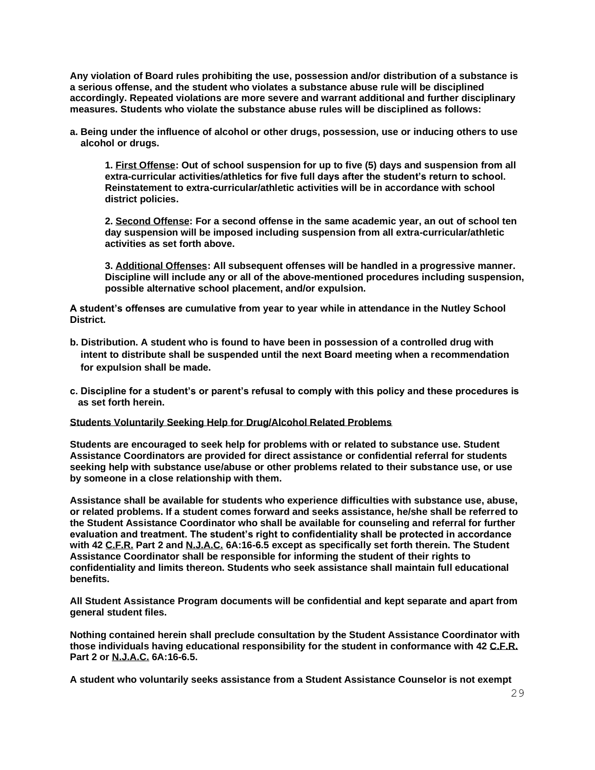**Any violation of Board rules prohibiting the use, possession and/or distribution of a substance is a serious offense, and the student who violates a substance abuse rule will be disciplined accordingly. Repeated violations are more severe and warrant additional and further disciplinary measures. Students who violate the substance abuse rules will be disciplined as follows:**

**a. Being under the influence of alcohol or other drugs, possession, use or inducing others to use alcohol or drugs.**

> **1. <u>First Offense</u>: Out of school suspension for up to five (5) days and suspension from all extra-curricular activities/athletics for five full days after the student's return to school. Reinstatement to extra-curricular/athletic activities will be in accordance with school district policies.**
>
> **2. <u>Second Offense</u>: For a second offense in the same academic year, an out of school ten day suspension will be imposed including suspension from all extra-curricular/athletic activities as set forth above.**
>
> **3. <u>Additional Offenses</u>: All subsequent offenses will be handled in a progressive manner. Discipline will include any or all of the above-mentioned procedures including suspension, possible alternative school placement, and/or expulsion.**

**A student's offenses are cumulative from year to year while in attendance in the Nutley School District.**

**b. Distribution. A student who is found to have been in possession of a controlled drug with intent to distribute shall be suspended until the next Board meeting when a recommendation for expulsion shall be made.**

**c. Discipline for a student's or parent's refusal to comply with this policy and these procedures is as set forth herein.**

**<u>Students Voluntarily Seeking Help for Drug/Alcohol Related Problems</u>**

**Students are encouraged to seek help for problems with or related to substance use. Student Assistance Coordinators are provided for direct assistance or confidential referral for students seeking help with substance use/abuse or other problems related to their substance use, or use by someone in a close relationship with them.**

**Assistance shall be available for students who experience difficulties with substance use, abuse, or related problems. If a student comes forward and seeks assistance, he/she shall be referred to the Student Assistance Coordinator who shall be available for counseling and referral for further evaluation and treatment. The student's right to confidentiality shall be protected in accordance with 42 <u>C.F.R.</u> Part 2 and <u>N.J.A.C.</u> 6A:16-6.5 except as specifically set forth therein. The Student Assistance Coordinator shall be responsible for informing the student of their rights to confidentiality and limits thereon. Students who seek assistance shall maintain full educational benefits.**

**All Student Assistance Program documents will be confidential and kept separate and apart from general student files.**

**Nothing contained herein shall preclude consultation by the Student Assistance Coordinator with those individuals having educational responsibility for the student in conformance with 42 <u>C.F.R.</u> Part 2 or <u>N.J.A.C.</u> 6A:16-6.5.**

**A student who voluntarily seeks assistance from a Student Assistance Counselor is not exempt**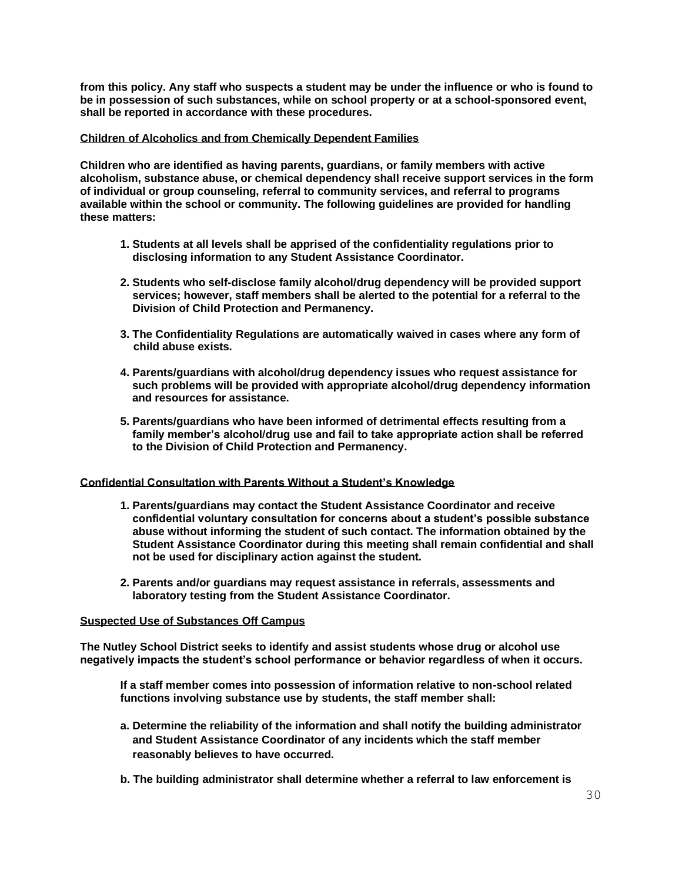**from this policy. Any staff who suspects a student may be under the influence or who is found to be in possession of such substances, while on school property or at a school-sponsored event, shall be reported in accordance with these procedures.**

**<u>Children of Alcoholics and from Chemically Dependent Families</u>**

**Children who are identified as having parents, guardians, or family members with active alcoholism, substance abuse, or chemical dependency shall receive support services in the form of individual or group counseling, referral to community services, and referral to programs available within the school or community. The following guidelines are provided for handling these matters:**

1. **Students at all levels shall be apprised of the confidentiality regulations prior to disclosing information to any Student Assistance Coordinator.**
2. **Students who self-disclose family alcohol/drug dependency will be provided support services; however, staff members shall be alerted to the potential for a referral to the Division of Child Protection and Permanency.**
3. **The Confidentiality Regulations are automatically waived in cases where any form of child abuse exists.**
4. **Parents/guardians with alcohol/drug dependency issues who request assistance for such problems will be provided with appropriate alcohol/drug dependency information and resources for assistance.**
5. **Parents/guardians who have been informed of detrimental effects resulting from a family member's alcohol/drug use and fail to take appropriate action shall be referred to the Division of Child Protection and Permanency.**

**<u>Confidential Consultation with Parents Without a Student's Knowledge</u>**

1. **Parents/guardians may contact the Student Assistance Coordinator and receive confidential voluntary consultation for concerns about a student's possible substance abuse without informing the student of such contact. The information obtained by the Student Assistance Coordinator during this meeting shall remain confidential and shall not be used for disciplinary action against the student.**
2. **Parents and/or guardians may request assistance in referrals, assessments and laboratory testing from the Student Assistance Coordinator.**

**<u>Suspected Use of Substances Off Campus</u>**

**The Nutley School District seeks to identify and assist students whose drug or alcohol use negatively impacts the student's school performance or behavior regardless of when it occurs.**

**If a staff member comes into possession of information relative to non-school related functions involving substance use by students, the staff member shall:**

a. **Determine the reliability of the information and shall notify the building administrator and Student Assistance Coordinator of any incidents which the staff member reasonably believes to have occurred.**

b. **The building administrator shall determine whether a referral to law enforcement is**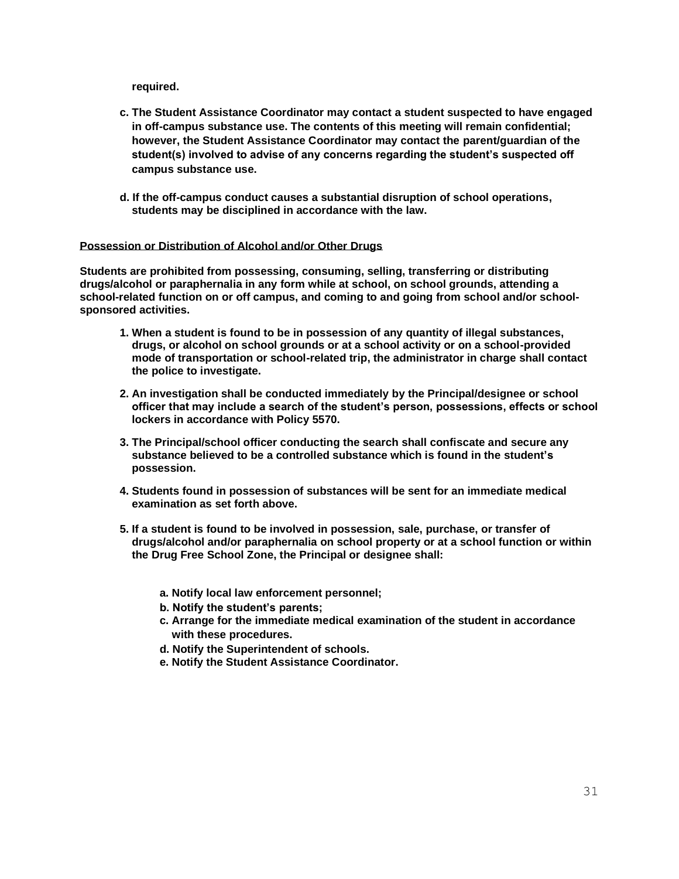**required.**

**c. The Student Assistance Coordinator may contact a student suspected to have engaged in off-campus substance use. The contents of this meeting will remain confidential; however, the Student Assistance Coordinator may contact the parent/guardian of the student(s) involved to advise of any concerns regarding the student's suspected off campus substance use.**

**d. If the off-campus conduct causes a substantial disruption of school operations, students may be disciplined in accordance with the law.**

**Possession or Distribution of Alcohol and/or Other Drugs**

**Students are prohibited from possessing, consuming, selling, transferring or distributing drugs/alcohol or paraphernalia in any form while at school, on school grounds, attending a school-related function on or off campus, and coming to and going from school and/or school-sponsored activities.**

1. **When a student is found to be in possession of any quantity of illegal substances, drugs, or alcohol on school grounds or at a school activity or on a school-provided mode of transportation or school-related trip, the administrator in charge shall contact the police to investigate.**
2. **An investigation shall be conducted immediately by the Principal/designee or school officer that may include a search of the student's person, possessions, effects or school lockers in accordance with Policy 5570.**
3. **The Principal/school officer conducting the search shall confiscate and secure any substance believed to be a controlled substance which is found in the student's possession.**
4. **Students found in possession of substances will be sent for an immediate medical examination as set forth above.**
5. **If a student is found to be involved in possession, sale, purchase, or transfer of drugs/alcohol and/or paraphernalia on school property or at a school function or within the Drug Free School Zone, the Principal or designee shall:**

   **a. Notify local law enforcement personnel;**
   **b. Notify the student's parents;**
   **c. Arrange for the immediate medical examination of the student in accordance with these procedures.**
   **d. Notify the Superintendent of schools.**
   **e. Notify the Student Assistance Coordinator.**